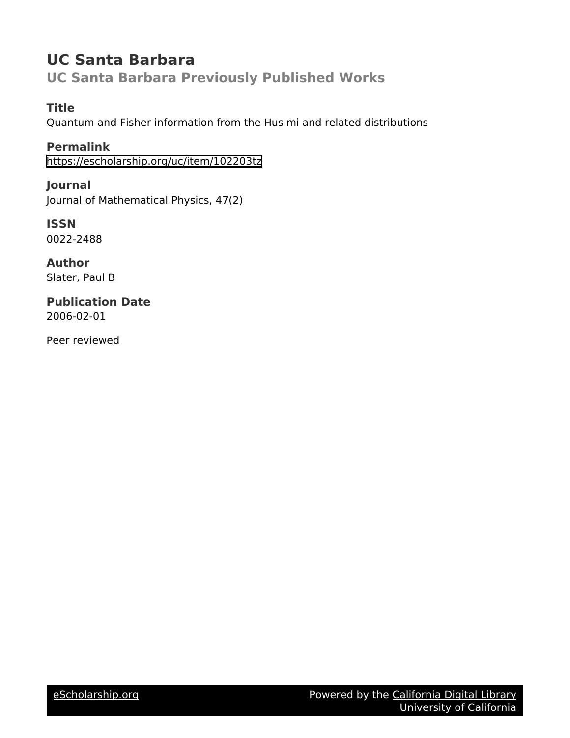# UC Santa Barbara

## UC Santa Barbara Previously Published Works

### Title

Quantum and Fisher information from the Husimi and related distributions

### Permalink

https://escholarship.org/uc/item/102203tz

### Journal

Journal of Mathematical Physics, 47(2)

### ISSN

0022-2488

### Author

Slater, Paul B

### Publication Date

2006-02-01

Peer reviewed

eScholarship.org Powered by the California Digital Library University of California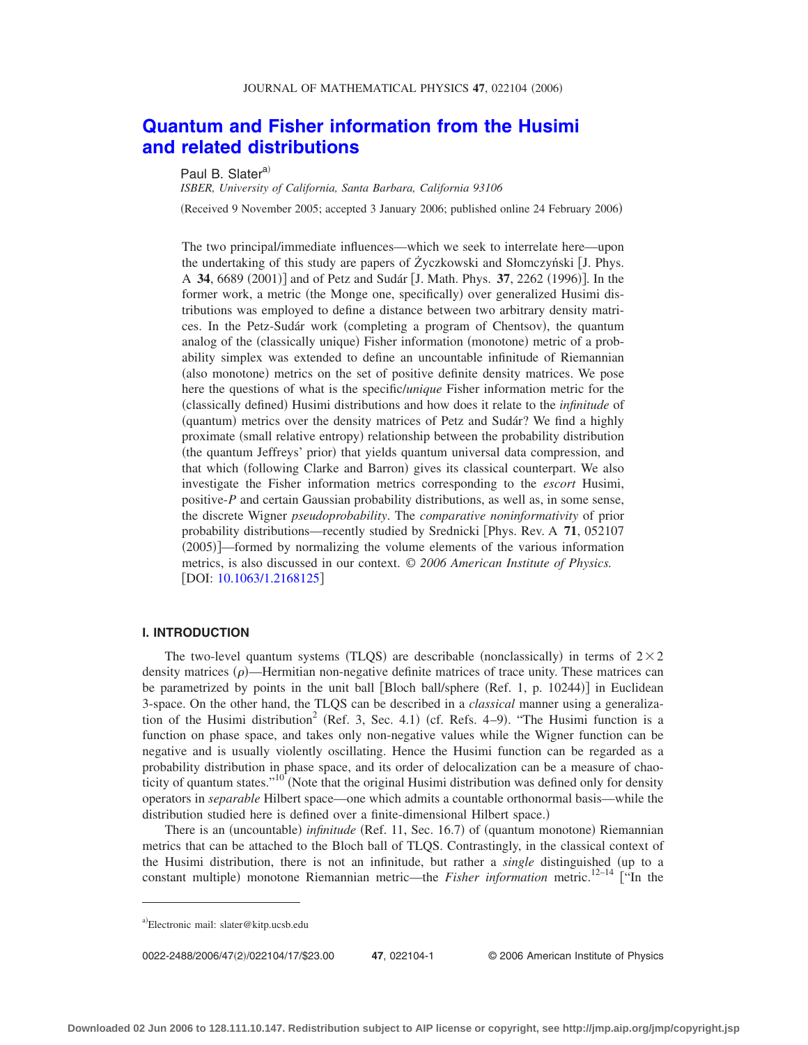# Quantum and Fisher information from the Husimi and related distributions

Paul B. Slater[a)]

*ISBER, University of California, Santa Barbara, California 93106*

(Received 9 November 2005; accepted 3 January 2006; published online 24 February 2006)

The two principal/immediate influences—which we seek to interrelate here—upon the undertaking of this study are papers of Życzkowski and Słomczyński [J. Phys. A **34**, 6689 (2001)] and of Petz and Sudár [J. Math. Phys. **37**, 2262 (1996)]. In the former work, a metric (the Monge one, specifically) over generalized Husimi distributions was employed to define a distance between two arbitrary density matrices. In the Petz-Sudár work (completing a program of Chentsov), the quantum analog of the (classically unique) Fisher information (monotone) metric of a probability simplex was extended to define an uncountable infinitude of Riemannian (also monotone) metrics on the set of positive definite density matrices. We pose here the questions of what is the specific/*unique* Fisher information metric for the (classically defined) Husimi distributions and how does it relate to the *infinitude* of (quantum) metrics over the density matrices of Petz and Sudár? We find a highly proximate (small relative entropy) relationship between the probability distribution (the quantum Jeffreys' prior) that yields quantum universal data compression, and that which (following Clarke and Barron) gives its classical counterpart. We also investigate the Fisher information metrics corresponding to the *escort* Husimi, positive-*P* and certain Gaussian probability distributions, as well as, in some sense, the discrete Wigner *pseudoprobability*. The *comparative noninformativity* of prior probability distributions—recently studied by Srednicki [Phys. Rev. A **71**, 052107 (2005)]—formed by normalizing the volume elements of the various information metrics, is also discussed in our context. © *2006 American Institute of Physics.* [DOI: 10.1063/1.2168125]

## I. INTRODUCTION

The two-level quantum systems (TLQS) are describable (nonclassically) in terms of $2 \times 2$ density matrices ($\rho$)—Hermitian non-negative definite matrices of trace unity. These matrices can be parametrized by points in the unit ball [Bloch ball/sphere (Ref. 1, p. 10244)] in Euclidean 3-space. On the other hand, the TLQS can be described in a *classical* manner using a generalization of the Husimi distribution[2] (Ref. 3, Sec. 4.1) (cf. Refs. 4–9). "The Husimi function is a function on phase space, and takes only non-negative values while the Wigner function can be negative and is usually violently oscillating. Hence the Husimi function can be regarded as a probability distribution in phase space, and its order of delocalization can be a measure of chaoticity of quantum states."[10] (Note that the original Husimi distribution was defined only for density operators in *separable* Hilbert space—one which admits a countable orthonormal basis—while the distribution studied here is defined over a finite-dimensional Hilbert space.)

There is an (uncountable) *infinitude* (Ref. 11, Sec. 16.7) of (quantum monotone) Riemannian metrics that can be attached to the Bloch ball of TLQS. Contrastingly, in the classical context of the Husimi distribution, there is not an infinitude, but rather a *single* distinguished (up to a constant multiple) monotone Riemannian metric—the *Fisher information* metric.[12–14] ["In the

[a)]Electronic mail: slater@kitp.ucsb.edu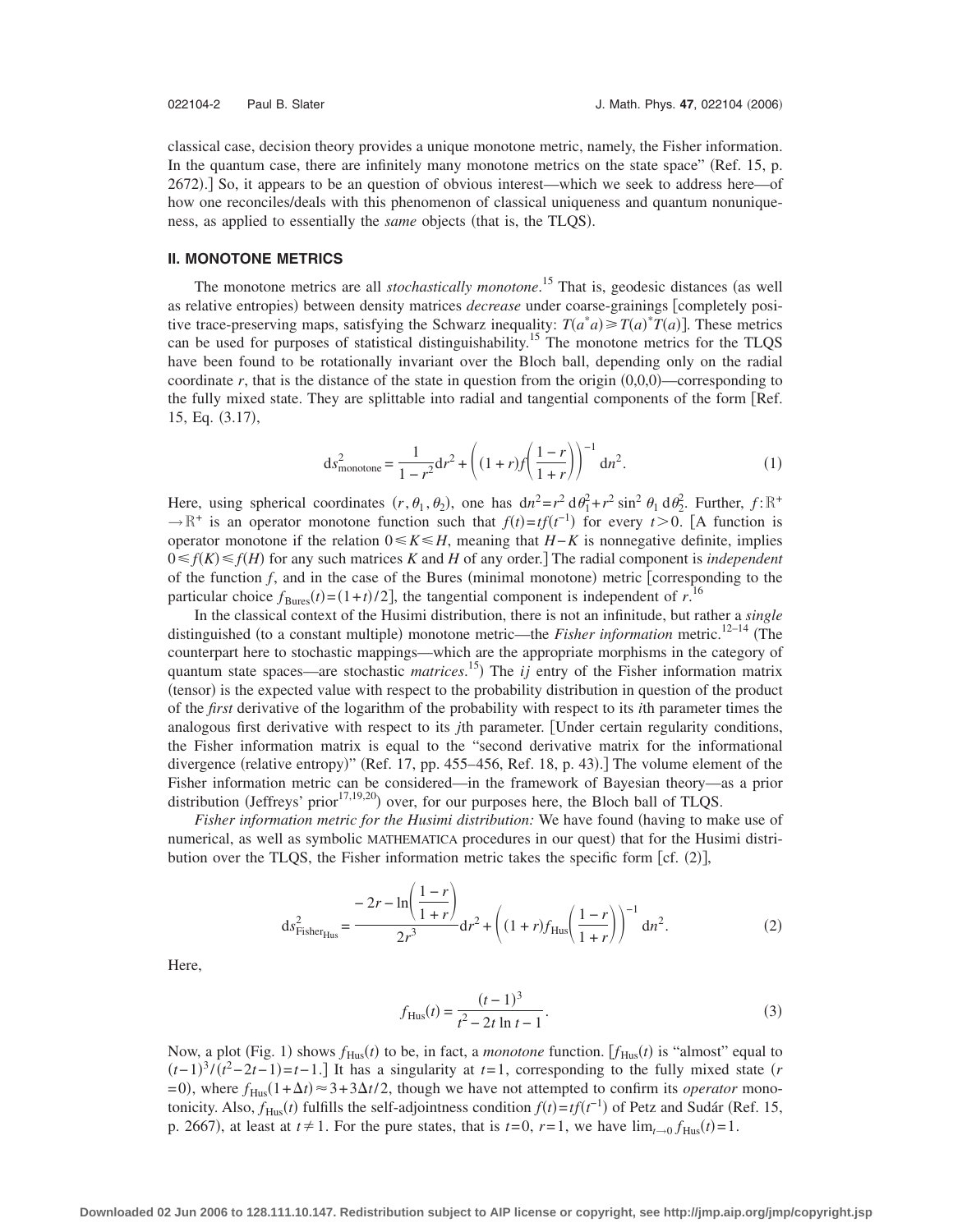classical case, decision theory provides a unique monotone metric, namely, the Fisher information. In the quantum case, there are infinitely many monotone metrics on the state space" (Ref. 15, p. 2672).] So, it appears to be an question of obvious interest—which we seek to address here—of how one reconciles/deals with this phenomenon of classical uniqueness and quantum nonuniqueness, as applied to essentially the *same* objects (that is, the TLQS).

## II. MONOTONE METRICS

The monotone metrics are all *stochastically monotone*.[15] That is, geodesic distances (as well as relative entropies) between density matrices *decrease* under coarse-grainings [completely positive trace-preserving maps, satisfying the Schwarz inequality: $T(a^*a) \geq T(a)^* T(a)$]. These metrics can be used for purposes of statistical distinguishability.[15] The monotone metrics for the TLQS have been found to be rotationally invariant over the Bloch ball, depending only on the radial coordinate $r$, that is the distance of the state in question from the origin (0,0,0)—corresponding to the fully mixed state. They are splittable into radial and tangential components of the form [Ref. 15, Eq. (3.17)],

$$ds^2_{\text{monotone}} = \frac{1}{1-r^2} dr^2 + \left( (1+r) f\left( \frac{1-r}{1+r} \right) \right)^{-1} dn^2. \tag{1}$$

Here, using spherical coordinates $(r, \theta_1, \theta_2)$, one has $dn^2 = r^2 \, d\theta_1^2 + r^2 \sin^2 \theta_1 \, d\theta_2^2$. Further, $f: \mathbb{R}^+ \to \mathbb{R}^+$ is an operator monotone function such that $f(t) = t f(t^{-1})$ for every $t > 0$. [A function is operator monotone if the relation $0 \leq K \leq H$, meaning that $H - K$ is nonnegative definite, implies $0 \leq f(K) \leq f(H)$ for any such matrices $K$ and $H$ of any order.] The radial component is *independent* of the function $f$, and in the case of the Bures (minimal monotone) metric [corresponding to the particular choice $f_{\text{Bures}}(t) = (1+t)/2$], the tangential component is independent of $r$.[16]

In the classical context of the Husimi distribution, there is not an infinitude, but rather a *single* distinguished (to a constant multiple) monotone metric—the *Fisher information* metric.[12–14] (The counterpart here to stochastic mappings—which are the appropriate morphisms in the category of quantum state spaces—are stochastic *matrices*.[15]) The $ij$ entry of the Fisher information matrix (tensor) is the expected value with respect to the probability distribution in question of the product of the *first* derivative of the logarithm of the probability with respect to its $i$th parameter times the analogous first derivative with respect to its $j$th parameter. [Under certain regularity conditions, the Fisher information matrix is equal to the "second derivative matrix for the informational divergence (relative entropy)" (Ref. 17, pp. 455–456, Ref. 18, p. 43).] The volume element of the Fisher information metric can be considered—in the framework of Bayesian theory—as a prior distribution (Jeffreys' prior[17,19,20]) over, for our purposes here, the Bloch ball of TLQS.

*Fisher information metric for the Husimi distribution:* We have found (having to make use of numerical, as well as symbolic MATHEMATICA procedures in our quest) that for the Husimi distribution over the TLQS, the Fisher information metric takes the specific form [cf. (2)],

$$ds^2_{\text{Fisher}_{\text{Hus}}} = \frac{-2r - \ln\left( \frac{1-r}{1+r} \right)}{2r^3} dr^2 + \left( (1+r) f_{\text{Hus}}\left( \frac{1-r}{1+r} \right) \right)^{-1} dn^2. \tag{2}$$

Here,

$$f_{\text{Hus}}(t) = \frac{(t-1)^3}{t^2 - 2t \ln t - 1}. \tag{3}$$

Now, a plot (Fig. 1) shows $f_{\text{Hus}}(t)$ to be, in fact, a *monotone* function. [$f_{\text{Hus}}(t)$ is "almost" equal to $(t-1)^3/(t^2-2t-1) = t-1$.] It has a singularity at $t=1$, corresponding to the fully mixed state ($r=0$), where $f_{\text{Hus}}(1+\Delta t) \approx 3 + 3\Delta t/2$, though we have not attempted to confirm its *operator* monotonicity. Also, $f_{\text{Hus}}(t)$ fulfills the self-adjointness condition $f(t) = t f(t^{-1})$ of Petz and Sudár (Ref. 15, p. 2667), at least at $t \neq 1$. For the pure states, that is $t=0$, $r=1$, we have $\lim_{t \to 0} f_{\text{Hus}}(t) = 1$.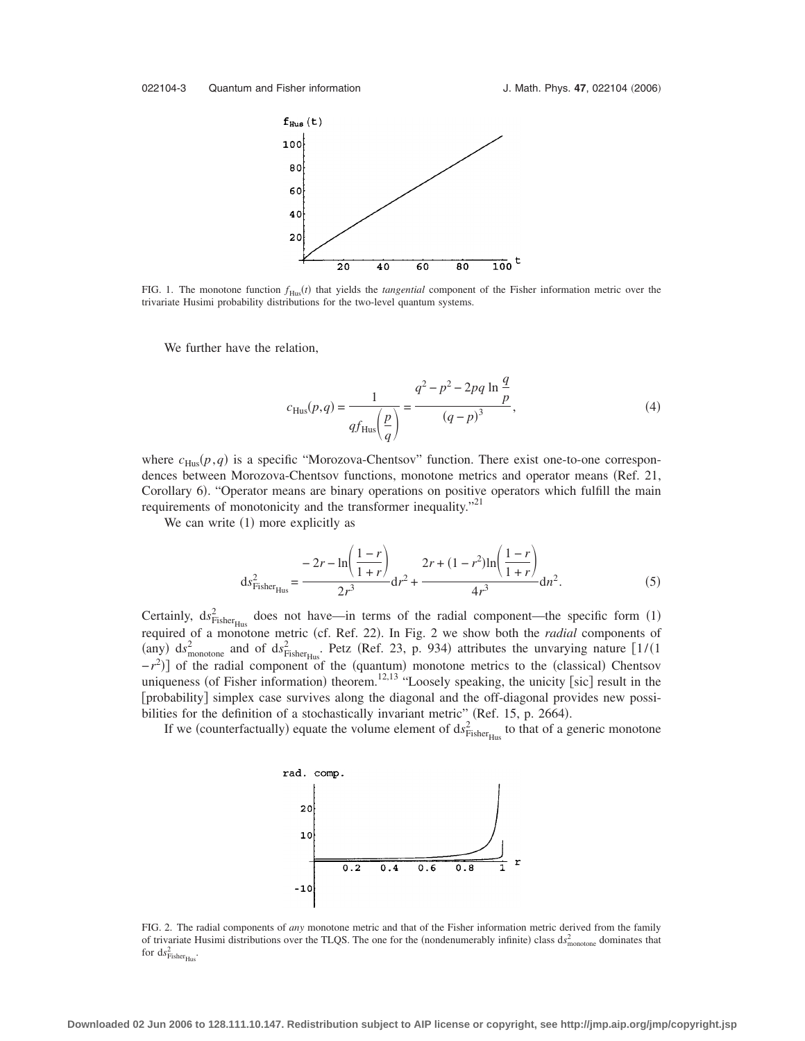FIG. 1. The monotone function $f_{\mathrm{Hus}}(t)$ that yields the *tangential* component of the Fisher information metric over the trivariate Husimi probability distributions for the two-level quantum systems.

We further have the relation,

$$c_{\mathrm{Hus}}(p,q) = \frac{1}{q f_{\mathrm{Hus}}\left(\frac{p}{q}\right)} = \frac{q^2 - p^2 - 2pq \ln \frac{q}{p}}{(q-p)^3}, \tag{4}$$

where $c_{\mathrm{Hus}}(p,q)$ is a specific "Morozova-Chentsov" function. There exist one-to-one correspondences between Morozova-Chentsov functions, monotone metrics and operator means (Ref. 21, Corollary 6). "Operator means are binary operations on positive operators which fulfill the main requirements of monotonicity and the transformer inequality."[21]

We can write (1) more explicitly as

$$\mathrm{d}s^2_{\mathrm{Fisher}_{\mathrm{Hus}}} = \frac{-2r - \ln\left(\frac{1-r}{1+r}\right)}{2r^3} \mathrm{d}r^2 + \frac{2r + (1-r^2)\ln\left(\frac{1-r}{1+r}\right)}{4r^3} \mathrm{d}n^2. \tag{5}$$

Certainly, $\mathrm{d}s^2_{\mathrm{Fisher}_{\mathrm{Hus}}}$ does not have—in terms of the radial component—the specific form (1) required of a monotone metric (cf. Ref. 22). In Fig. 2 we show both the *radial* components of (any) $\mathrm{d}s^2_{\mathrm{monotone}}$ and of $\mathrm{d}s^2_{\mathrm{Fisher}_{\mathrm{Hus}}}$. Petz (Ref. 23, p. 934) attributes the unvarying nature $[1/(1-r^2)]$ of the radial component of the (quantum) monotone metrics to the (classical) Chentsov uniqueness (of Fisher information) theorem.[12,13] "Loosely speaking, the unicity [sic] result in the [probability] simplex case survives along the diagonal and the off-diagonal provides new possibilities for the definition of a stochastically invariant metric" (Ref. 15, p. 2664).

If we (counterfactually) equate the volume element of $\mathrm{d}s^2_{\mathrm{Fisher}_{\mathrm{Hus}}}$ to that of a generic monotone

FIG. 2. The radial components of *any* monotone metric and that of the Fisher information metric derived from the family of trivariate Husimi distributions over the TLQS. The one for the (nondenumerably infinite) class $\mathrm{d}s^2_{\mathrm{monotone}}$ dominates that for $\mathrm{d}s^2_{\mathrm{Fisher}_{\mathrm{Hus}}}$.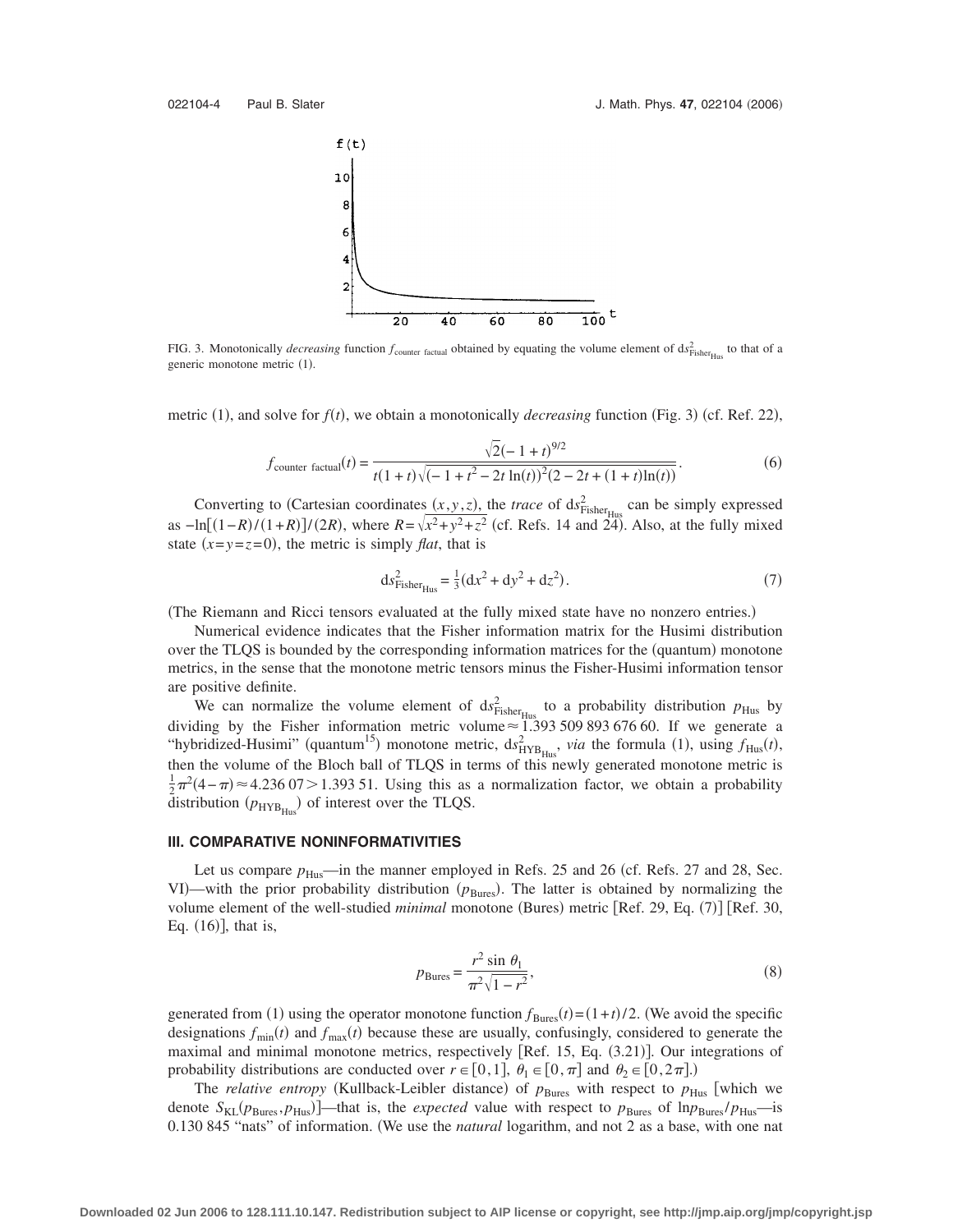FIG. 3. Monotonically *decreasing* function $f_{\text{counter factual}}$ obtained by equating the volume element of $ds^2_{\text{Fisher}_{\text{Hus}}}$ to that of a generic monotone metric (1).

metric (1), and solve for $f(t)$, we obtain a monotonically *decreasing* function (Fig. 3) (cf. Ref. 22),

$$f_{\text{counter factual}}(t) = \frac{\sqrt{2}(-1+t)^{9/2}}{t(1+t)\sqrt{(-1+t^2-2t\ln(t))^2(2-2t+(1+t)\ln(t))}}. \tag{6}$$

Converting to (Cartesian coordinates $(x,y,z)$, the *trace* of $ds^2_{\text{Fisher}_{\text{Hus}}}$ can be simply expressed as $-\ln[(1-R)/(1+R)]/(2R)$, where $R=\sqrt{x^2+y^2+z^2}$ (cf. Refs. 14 and 24). Also, at the fully mixed state $(x=y=z=0)$, the metric is simply *flat*, that is

$$ds^2_{\text{Fisher}_{\text{Hus}}} = \tfrac{1}{3}(dx^2+dy^2+dz^2). \tag{7}$$

(The Riemann and Ricci tensors evaluated at the fully mixed state have no nonzero entries.)

Numerical evidence indicates that the Fisher information matrix for the Husimi distribution over the TLQS is bounded by the corresponding information matrices for the (quantum) monotone metrics, in the sense that the monotone metric tensors minus the Fisher-Husimi information tensor are positive definite.

We can normalize the volume element of $ds^2_{\text{Fisher}_{\text{Hus}}}$ to a probability distribution $p_{\text{Hus}}$ by dividing by the Fisher information metric volume $\approx 1.393\,509\,893\,676\,60$. If we generate a "hybridized-Husimi" (quantum[15]) monotone metric, $ds^2_{\text{HYB}_{\text{Hus}}}$, *via* the formula (1), using $f_{\text{Hus}}(t)$, then the volume of the Bloch ball of TLQS in terms of this newly generated monotone metric is $\frac{1}{2}\pi^2(4-\pi)\approx 4.236\,07 > 1.393\,51$. Using this as a normalization factor, we obtain a probability distribution $(p_{\text{HYB}_{\text{Hus}}})$ of interest over the TLQS.

## III. COMPARATIVE NONINFORMATIVITIES

Let us compare $p_{\text{Hus}}$—in the manner employed in Refs. 25 and 26 (cf. Refs. 27 and 28, Sec. VI)—with the prior probability distribution $(p_{\text{Bures}})$. The latter is obtained by normalizing the volume element of the well-studied *minimal* monotone (Bures) metric [Ref. 29, Eq. (7)] [Ref. 30, Eq. (16)], that is,

$$p_{\text{Bures}} = \frac{r^2 \sin\theta_1}{\pi^2\sqrt{1-r^2}}, \tag{8}$$

generated from (1) using the operator monotone function $f_{\text{Bures}}(t)=(1+t)/2$. (We avoid the specific designations $f_{\min}(t)$ and $f_{\max}(t)$ because these are usually, confusingly, considered to generate the maximal and minimal monotone metrics, respectively [Ref. 15, Eq. (3.21)]. Our integrations of probability distributions are conducted over $r\in[0,1]$, $\theta_1\in[0,\pi]$ and $\theta_2\in[0,2\pi]$.)

The *relative entropy* (Kullback-Leibler distance) of $p_{\text{Bures}}$ with respect to $p_{\text{Hus}}$ [which we denote $S_{\text{KL}}(p_{\text{Bures}},p_{\text{Hus}})$]—that is, the *expected* value with respect to $p_{\text{Bures}}$ of $\ln p_{\text{Bures}}/p_{\text{Hus}}$—is 0.130 845 "nats" of information. (We use the *natural* logarithm, and not 2 as a base, with one nat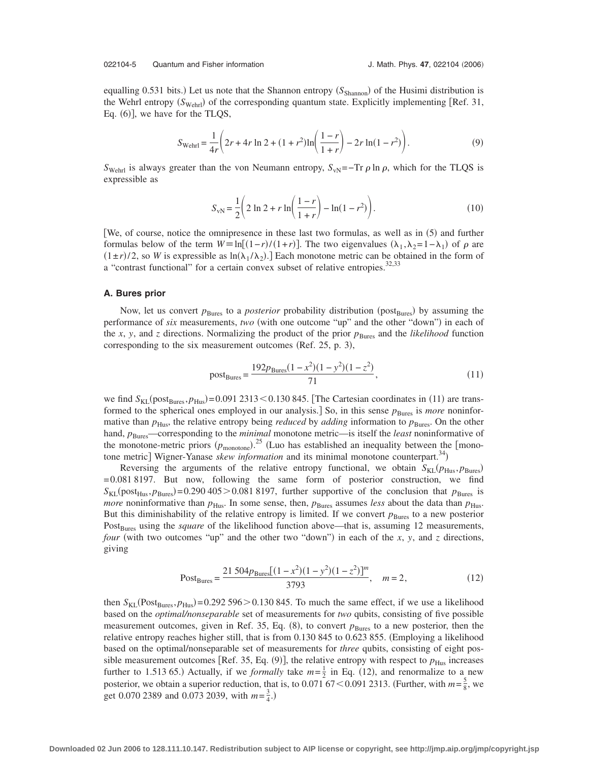equalling 0.531 bits.) Let us note that the Shannon entropy ($S_{\text{Shannon}}$) of the Husimi distribution is the Wehrl entropy ($S_{\text{Wehrl}}$) of the corresponding quantum state. Explicitly implementing [Ref. 31, Eq. (6)], we have for the TLQS,

$$S_{\text{Wehrl}} = \frac{1}{4r}\left(2r + 4r\ln 2 + (1+r^2)\ln\left(\frac{1-r}{1+r}\right) - 2r\ln(1-r^2)\right). \tag{9}$$

$S_{\text{Wehrl}}$ is always greater than the von Neumann entropy, $S_{\text{vN}} = -\text{Tr}\,\rho\ln\rho$, which for the TLQS is expressible as

$$S_{\text{vN}} = \frac{1}{2}\left(2\ln 2 + r\ln\left(\frac{1-r}{1+r}\right) - \ln(1-r^2)\right). \tag{10}$$

[We, of course, notice the omnipresence in these last two formulas, as well as in (5) and further formulas below of the term $W \equiv \ln[(1-r)/(1+r)]$. The two eigenvalues $(\lambda_1, \lambda_2 = 1-\lambda_1)$ of $\rho$ are $(1\pm r)/2$, so $W$ is expressible as $\ln(\lambda_1/\lambda_2)$.] Each monotone metric can be obtained in the form of a "contrast functional" for a certain convex subset of relative entropies.[32,33]

### A. Bures prior

Now, let us convert $p_{\text{Bures}}$ to a *posterior* probability distribution ($\text{post}_{\text{Bures}}$) by assuming the performance of *six* measurements, *two* (with one outcome "up" and the other "down") in each of the $x$, $y$, and $z$ directions. Normalizing the product of the prior $p_{\text{Bures}}$ and the *likelihood* function corresponding to the six measurement outcomes (Ref. 25, p. 3),

$$\text{post}_{\text{Bures}} = \frac{192 p_{\text{Bures}}(1-x^2)(1-y^2)(1-z^2)}{71}, \tag{11}$$

we find $S_{\text{KL}}(\text{post}_{\text{Bures}}, p_{\text{Hus}}) = 0.091\,2313 < 0.130\,845$. [The Cartesian coordinates in (11) are transformed to the spherical ones employed in our analysis.] So, in this sense $p_{\text{Bures}}$ is *more* noninformative than $p_{\text{Hus}}$, the relative entropy being *reduced* by *adding* information to $p_{\text{Bures}}$. On the other hand, $p_{\text{Bures}}$—corresponding to the *minimal* monotone metric—is itself the *least* noninformative of the monotone-metric priors ($p_{\text{monotone}}$).[25] (Luo has established an inequality between the [monotone metric] Wigner-Yanase *skew information* and its minimal monotone counterpart.[34])

Reversing the arguments of the relative entropy functional, we obtain $S_{\text{KL}}(p_{\text{Hus}}, p_{\text{Bures}}) = 0.081\,8197$. But now, following the same form of posterior construction, we find $S_{\text{KL}}(\text{post}_{\text{Hus}}, p_{\text{Bures}}) = 0.290\,405 > 0.081\,8197$, further supportive of the conclusion that $p_{\text{Bures}}$ is *more* noninformative than $p_{\text{Hus}}$. In some sense, then, $p_{\text{Bures}}$ assumes *less* about the data than $p_{\text{Hus}}$. But this diminishability of the relative entropy is limited. If we convert $p_{\text{Bures}}$ to a new posterior $\text{Post}_{\text{Bures}}$ using the *square* of the likelihood function above—that is, assuming 12 measurements, *four* (with two outcomes "up" and the other two "down") in each of the $x$, $y$, and $z$ directions, giving

$$\text{Post}_{\text{Bures}} = \frac{21\,504 p_{\text{Bures}}[(1-x^2)(1-y^2)(1-z^2)]^m}{3793}, \quad m=2, \tag{12}$$

then $S_{\text{KL}}(\text{Post}_{\text{Bures}}, p_{\text{Hus}}) = 0.292\,596 > 0.130\,845$. To much the same effect, if we use a likelihood based on the *optimal/nonseparable* set of measurements for *two* qubits, consisting of five possible measurement outcomes, given in Ref. 35, Eq. (8), to convert $p_{\text{Bures}}$ to a new posterior, then the relative entropy reaches higher still, that is from 0.130 845 to 0.623 855. (Employing a likelihood based on the optimal/nonseparable set of measurements for *three* qubits, consisting of eight possible measurement outcomes [Ref. 35, Eq. (9)], the relative entropy with respect to $p_{\text{Hus}}$ increases further to 1.513 65.) Actually, if we *formally* take $m=\frac{1}{2}$ in Eq. (12), and renormalize to a new posterior, we obtain a superior reduction, that is, to $0.071\,67 < 0.091\,2313$. (Further, with $m=\frac{5}{8}$, we get 0.070 2389 and 0.073 2039, with $m=\frac{3}{4}$.)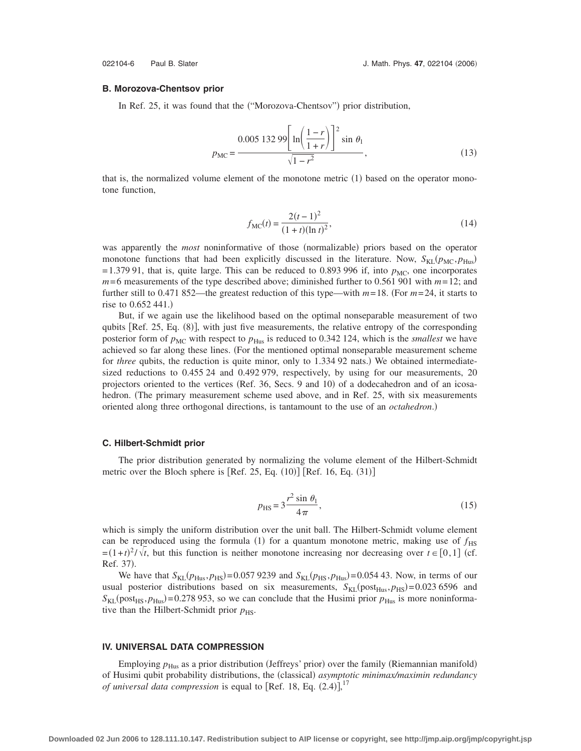### B. Morozova-Chentsov prior

In Ref. 25, it was found that the ("Morozova-Chentsov") prior distribution,

$$p_{\mathrm{MC}} = \frac{0.005\,132\,99\left[\ln\left(\frac{1-r}{1+r}\right)\right]^2 \sin\theta_1}{\sqrt{1-r^2}}, \tag{13}$$

that is, the normalized volume element of the monotone metric (1) based on the operator monotone function,

$$f_{\mathrm{MC}}(t) = \frac{2(t-1)^2}{(1+t)(\ln t)^2}, \tag{14}$$

was apparently the *most* noninformative of those (normalizable) priors based on the operator monotone functions that had been explicitly discussed in the literature. Now, $S_{\mathrm{KL}}(p_{\mathrm{MC}}, p_{\mathrm{Hus}}) = 1.379\,91$, that is, quite large. This can be reduced to 0.893 996 if, into $p_{\mathrm{MC}}$, one incorporates $m=6$ measurements of the type described above; diminished further to 0.561 901 with $m=12$; and further still to 0.471 852—the greatest reduction of this type—with $m=18$. (For $m=24$, it starts to rise to 0.652 441.)

But, if we again use the likelihood based on the optimal nonseparable measurement of two qubits [Ref. 25, Eq. (8)], with just five measurements, the relative entropy of the corresponding posterior form of $p_{\mathrm{MC}}$ with respect to $p_{\mathrm{Hus}}$ is reduced to 0.342 124, which is the *smallest* we have achieved so far along these lines. (For the mentioned optimal nonseparable measurement scheme for *three* qubits, the reduction is quite minor, only to 1.334 92 nats.) We obtained intermediate-sized reductions to 0.455 24 and 0.492 979, respectively, by using for our measurements, 20 projectors oriented to the vertices (Ref. 36, Secs. 9 and 10) of a dodecahedron and of an icosahedron. (The primary measurement scheme used above, and in Ref. 25, with six measurements oriented along three orthogonal directions, is tantamount to the use of an *octahedron*.)

### C. Hilbert-Schmidt prior

The prior distribution generated by normalizing the volume element of the Hilbert-Schmidt metric over the Bloch sphere is [Ref. 25, Eq. (10)] [Ref. 16, Eq. (31)]

$$p_{\mathrm{HS}} = 3\frac{r^2 \sin\theta_1}{4\pi}, \tag{15}$$

which is simply the uniform distribution over the unit ball. The Hilbert-Schmidt volume element can be reproduced using the formula (1) for a quantum monotone metric, making use of $f_{\mathrm{HS}} = (1+t)^2/\sqrt{t}$, but this function is neither monotone increasing nor decreasing over $t \in [0,1]$ (cf. Ref. 37).

We have that $S_{\mathrm{KL}}(p_{\mathrm{Hus}}, p_{\mathrm{HS}}) = 0.057\,9239$ and $S_{\mathrm{KL}}(p_{\mathrm{HS}}, p_{\mathrm{Hus}}) = 0.054\,43$. Now, in terms of our usual posterior distributions based on six measurements, $S_{\mathrm{KL}}(\mathrm{post}_{\mathrm{Hus}}, p_{\mathrm{HS}}) = 0.023\,6596$ and $S_{\mathrm{KL}}(\mathrm{post}_{\mathrm{HS}}, p_{\mathrm{Hus}}) = 0.278\,953$, so we can conclude that the Husimi prior $p_{\mathrm{Hus}}$ is more noninformative than the Hilbert-Schmidt prior $p_{\mathrm{HS}}$.

## IV. UNIVERSAL DATA COMPRESSION

Employing $p_{\mathrm{Hus}}$ as a prior distribution (Jeffreys' prior) over the family (Riemannian manifold) of Husimi qubit probability distributions, the (classical) *asymptotic minimax/maximin redundancy of universal data compression* is equal to [Ref. 18, Eq. (2.4)],[17]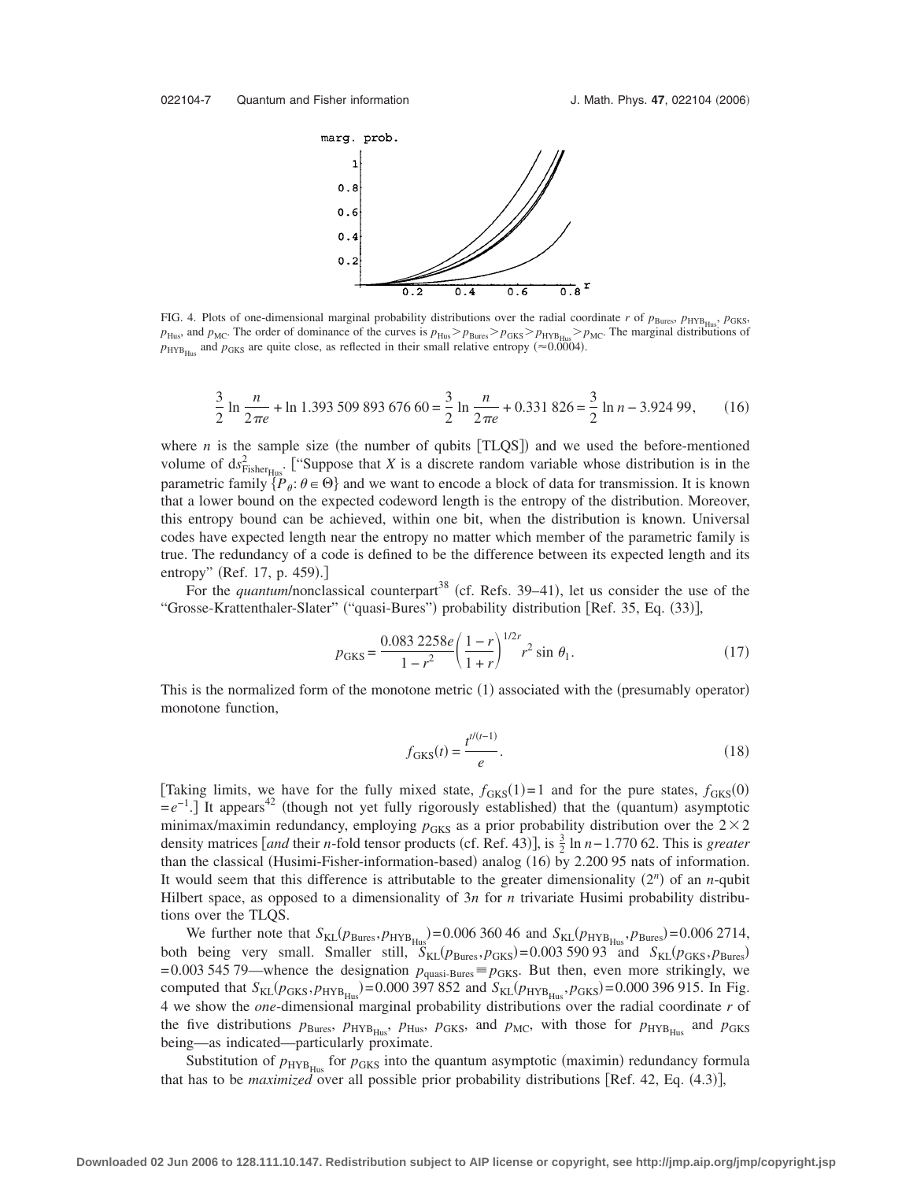FIG. 4. Plots of one-dimensional marginal probability distributions over the radial coordinate $r$ of $p_{\text{Bures}}$, $p_{\text{HYB}_{\text{Hus}}}$, $p_{\text{GKS}}$, $p_{\text{Hus}}$, and $p_{\text{MC}}$. The order of dominance of the curves is $p_{\text{Hus}} > p_{\text{Bures}} > p_{\text{GKS}} > p_{\text{HYB}_{\text{Hus}}} > p_{\text{MC}}$. The marginal distributions of $p_{\text{HYB}_{\text{Hus}}}$ and $p_{\text{GKS}}$ are quite close, as reflected in their small relative entropy ($\approx 0.0004$).

$$\frac{3}{2}\ln\frac{n}{2\pi e} + \ln 1.393\,509\,893\,676\,60 = \frac{3}{2}\ln\frac{n}{2\pi e} + 0.331\,826 = \frac{3}{2}\ln n - 3.924\,99, \tag{16}$$

where $n$ is the sample size (the number of qubits [TLQS]) and we used the before-mentioned volume of $ds^2_{\text{Fisher}_{\text{Hus}}}$. ["Suppose that $X$ is a discrete random variable whose distribution is in the parametric family $\{P_\theta : \theta \in \Theta\}$ and we want to encode a block of data for transmission. It is known that a lower bound on the expected codeword length is the entropy of the distribution. Moreover, this entropy bound can be achieved, within one bit, when the distribution is known. Universal codes have expected length near the entropy no matter which member of the parametric family is true. The redundancy of a code is defined to be the difference between its expected length and its entropy" (Ref. 17, p. 459).]

For the *quantum*/nonclassical counterpart[38] (cf. Refs. 39–41), let us consider the use of the "Grosse-Krattenthaler-Slater" ("quasi-Bures") probability distribution [Ref. 35, Eq. (33)],

$$p_{\text{GKS}} = \frac{0.083\,2258e}{1-r^2}\left(\frac{1-r}{1+r}\right)^{1/2r} r^2 \sin\theta_1. \tag{17}$$

This is the normalized form of the monotone metric (1) associated with the (presumably operator) monotone function,

$$f_{\text{GKS}}(t) = \frac{t^{t/(t-1)}}{e}. \tag{18}$$

[Taking limits, we have for the fully mixed state, $f_{\text{GKS}}(1) = 1$ and for the pure states, $f_{\text{GKS}}(0) = e^{-1}$.] It appears[42] (though not yet fully rigorously established) that the (quantum) asymptotic minimax/maximin redundancy, employing $p_{\text{GKS}}$ as a prior probability distribution over the $2\times 2$ density matrices [*and* their $n$-fold tensor products (cf. Ref. 43)], is $\frac{3}{2}\ln n - 1.770\,62$. This is *greater* than the classical (Husimi-Fisher-information-based) analog (16) by 2.200 95 nats of information. It would seem that this difference is attributable to the greater dimensionality ($2^n$) of an $n$-qubit Hilbert space, as opposed to a dimensionality of $3n$ for $n$ trivariate Husimi probability distributions over the TLQS.

We further note that $S_{\text{KL}}(p_{\text{Bures}}, p_{\text{HYB}_{\text{Hus}}}) = 0.006\,360\,46$ and $S_{\text{KL}}(p_{\text{HYB}_{\text{Hus}}}, p_{\text{Bures}}) = 0.006\,2714$, both being very small. Smaller still, $S_{\text{KL}}(p_{\text{Bures}}, p_{\text{GKS}}) = 0.003\,590\,93$ and $S_{\text{KL}}(p_{\text{GKS}}, p_{\text{Bures}}) = 0.003\,545\,79$—whence the designation $p_{\text{quasi-Bures}} \equiv p_{\text{GKS}}$. But then, even more strikingly, we computed that $S_{\text{KL}}(p_{\text{GKS}}, p_{\text{HYB}_{\text{Hus}}}) = 0.000\,397\,852$ and $S_{\text{KL}}(p_{\text{HYB}_{\text{Hus}}}, p_{\text{GKS}}) = 0.000\,396\,915$. In Fig. 4 we show the *one*-dimensional marginal probability distributions over the radial coordinate $r$ of the five distributions $p_{\text{Bures}}$, $p_{\text{HYB}_{\text{Hus}}}$, $p_{\text{Hus}}$, $p_{\text{GKS}}$, and $p_{\text{MC}}$, with those for $p_{\text{HYB}_{\text{Hus}}}$ and $p_{\text{GKS}}$ being—as indicated—particularly proximate.

Substitution of $p_{\text{HYB}_{\text{Hus}}}$ for $p_{\text{GKS}}$ into the quantum asymptotic (maximin) redundancy formula that has to be *maximized* over all possible prior probability distributions [Ref. 42, Eq. (4.3)],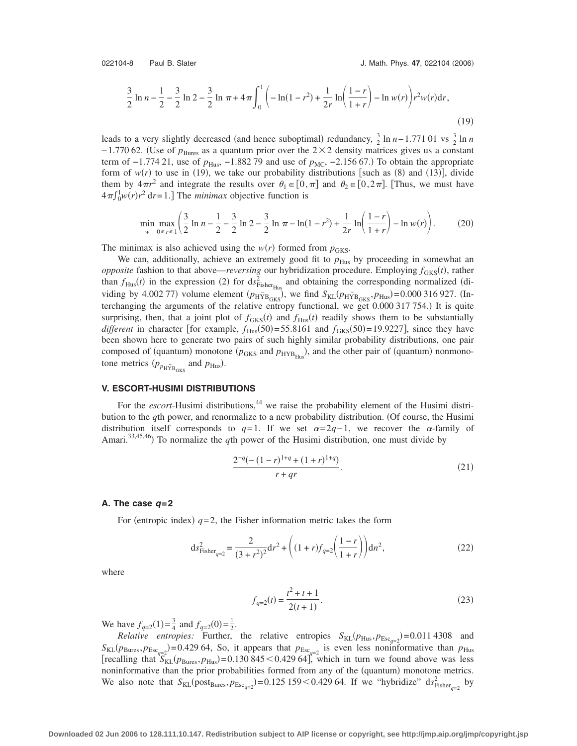$$\frac{3}{2}\ln n-\frac{1}{2}-\frac{3}{2}\ln 2-\frac{3}{2}\ln \pi+4\pi\int_0^1\left(-\ln(1-r^2)+\frac{1}{2r}\ln\left(\frac{1-r}{1+r}\right)-\ln w(r)\right)r^2w(r)\mathrm{d}r, \tag{19}$$

leads to a very slightly decreased (and hence suboptimal) redundancy, $\frac{3}{2}\ln n-1.771\,01$ vs $\frac{3}{2}\ln n-1.770\,62$. (Use of $p_{\text{Bures}}$ as a quantum prior over the $2\times 2$ density matrices gives us a constant term of $-1.774\,21$, use of $p_{\text{Hus}}$, $-1.882\,79$ and use of $p_{\text{MC}}$, $-2.156\,67$.) To obtain the appropriate form of $w(r)$ to use in (19), we take our probability distributions [such as (8) and (13)], divide them by $4\pi r^2$ and integrate the results over $\theta_1\in[0,\pi]$ and $\theta_2\in[0,2\pi]$. [Thus, we must have $4\pi\int_0^1 w(r)r^2\,\mathrm{d}r=1$.] The *minimax* objective function is

$$\min_{w}\max_{0\le r\le 1}\left(\frac{3}{2}\ln n-\frac{1}{2}-\frac{3}{2}\ln 2-\frac{3}{2}\ln \pi-\ln(1-r^2)+\frac{1}{2r}\ln\left(\frac{1-r}{1+r}\right)-\ln w(r)\right). \tag{20}$$

The minimax is also achieved using the $w(r)$ formed from $p_{\text{GKS}}$.

We can, additionally, achieve an extremely good fit to $p_{\text{Hus}}$ by proceeding in somewhat an *opposite* fashion to that above—*reversing* our hybridization procedure. Employing $f_{\text{GKS}}(t)$, rather than $f_{\text{Hus}}(t)$ in the expression (2) for $\mathrm{d}s^2_{\text{Fisher}_{\text{Hus}}}$ and obtaining the corresponding normalized (dividing by 4.002 77) volume element ($p_{\text{H}\bar{\text{Y}}\text{B}_{\text{GKS}}}$), we find $S_{\text{KL}}(p_{\text{H}\bar{\text{Y}}\text{B}_{\text{GKS}}},p_{\text{Hus}})=0.000\,316\,927$. (Interchanging the arguments of the relative entropy functional, we get 0.000 317 754.) It is quite surprising, then, that a joint plot of $f_{\text{GKS}}(t)$ and $f_{\text{Hus}}(t)$ readily shows them to be substantially *different* in character [for example, $f_{\text{Hus}}(50)=55.8161$ and $f_{\text{GKS}}(50)=19.9227$], since they have been shown here to generate two pairs of such highly similar probability distributions, one pair composed of (quantum) monotone ($p_{\text{GKS}}$ and $p_{\text{HYB}_{\text{Hus}}}$), and the other pair of (quantum) nonmonotone metrics ($p_{p_{\text{H}\bar{\text{Y}}\text{B}_{\text{GKS}}}}$ and $p_{\text{Hus}}$).

## V. ESCORT-HUSIMI DISTRIBUTIONS

For the *escort*-Husimi distributions,[44] we raise the probability element of the Husimi distribution to the $q$th power, and renormalize to a new probability distribution. (Of course, the Husimi distribution itself corresponds to $q=1$. If we set $\alpha=2q-1$, we recover the $\alpha$-family of Amari.[33,45,46]) To normalize the $q$th power of the Husimi distribution, one must divide by

$$\frac{2^{-q}(-(1-r)^{1+q}+(1+r)^{1+q})}{r+qr}. \tag{21}$$

### A. The case $q=2$

For (entropic index) $q=2$, the Fisher information metric takes the form

$$\mathrm{d}s^2_{\text{Fisher}_{q=2}}=\frac{2}{(3+r^2)^2}\mathrm{d}r^2+\left((1+r)f_{q=2}\left(\frac{1-r}{1+r}\right)\right)\mathrm{d}n^2, \tag{22}$$

where

$$f_{q=2}(t)=\frac{t^2+t+1}{2(t+1)}. \tag{23}$$

We have $f_{q=2}(1)=\frac{3}{4}$ and $f_{q=2}(0)=\frac{1}{2}$.

*Relative entropies:* Further, the relative entropies $S_{\text{KL}}(p_{\text{Hus}},p_{\text{Esc}_{q=2}})=0.011\,4308$ and $S_{\text{KL}}(p_{\text{Bures}},p_{\text{Esc}_{q=2}})=0.429\,64$, So, it appears that $p_{\text{Esc}_{q=2}}$ is even less noninformative than $p_{\text{Hus}}$ [recalling that $S_{\text{KL}}(p_{\text{Bures}},p_{\text{Hus}})=0.130\,845<0.429\,64$], which in turn we found above was less noninformative than the prior probabilities formed from any of the (quantum) monotone metrics. We also note that $S_{\text{KL}}(\text{post}_{\text{Bures}},p_{\text{Esc}_{q=2}})=0.125\,159<0.429\,64$. If we "hybridize" $\mathrm{d}s^2_{\text{Fisher}_{q=2}}$ by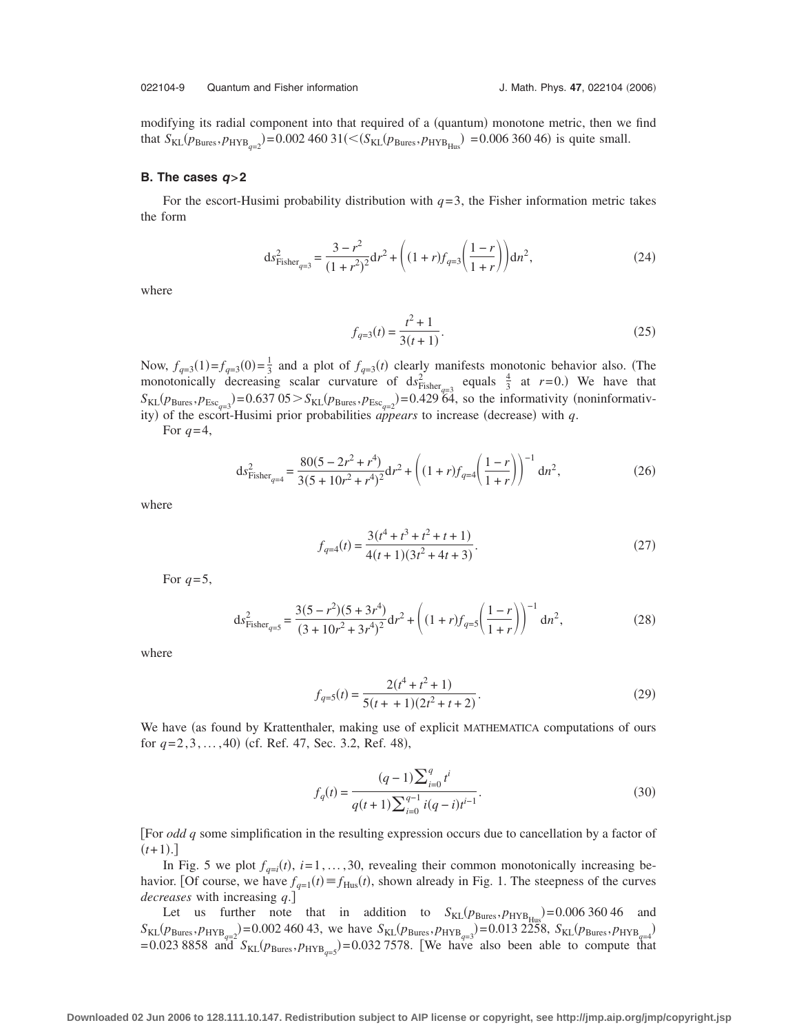modifying its radial component into that required of a (quantum) monotone metric, then we find that $S_{\mathrm{KL}}(p_{\mathrm{Bures}}, p_{\mathrm{HYB}_{q=2}})=0.002\,460\,31 (< (S_{\mathrm{KL}}(p_{\mathrm{Bures}}, p_{\mathrm{HYB}_{\mathrm{Hus}}})=0.006\,360\,46)$ is quite small.

### B. The cases $q>2$

For the escort-Husimi probability distribution with $q=3$, the Fisher information metric takes the form

$$\mathrm{d}s^2_{\mathrm{Fisher}_{q=3}} = \frac{3-r^2}{(1+r^2)^2}\mathrm{d}r^2 + \left((1+r)f_{q=3}\left(\frac{1-r}{1+r}\right)\right)\mathrm{d}n^2, \tag{24}$$

where

$$f_{q=3}(t) = \frac{t^2+1}{3(t+1)}. \tag{25}$$

Now, $f_{q=3}(1)=f_{q=3}(0)=\frac{1}{3}$ and a plot of $f_{q=3}(t)$ clearly manifests monotonic behavior also. (The monotonically decreasing scalar curvature of $\mathrm{d}s^2_{\mathrm{Fisher}_{q=3}}$ equals $\frac{4}{3}$ at $r=0$.) We have that $S_{\mathrm{KL}}(p_{\mathrm{Bures}}, p_{\mathrm{Esc}_{q=3}})=0.637\,05 > S_{\mathrm{KL}}(p_{\mathrm{Bures}}, p_{\mathrm{Esc}_{q=2}})=0.429\,64$, so the informativity (noninformativity) of the escort-Husimi prior probabilities *appears* to increase (decrease) with $q$.

For $q=4$,

$$\mathrm{d}s^2_{\mathrm{Fisher}_{q=4}} = \frac{80(5-2r^2+r^4)}{3(5+10r^2+r^4)^2}\mathrm{d}r^2 + \left((1+r)f_{q=4}\left(\frac{1-r}{1+r}\right)\right)^{-1}\mathrm{d}n^2, \tag{26}$$

where

$$f_{q=4}(t) = \frac{3(t^4+t^3+t^2+t+1)}{4(t+1)(3t^2+4t+3)}. \tag{27}$$

For $q=5$,

$$\mathrm{d}s^2_{\mathrm{Fisher}_{q=5}} = \frac{3(5-r^2)(5+3r^4)}{(3+10r^2+3r^4)^2}\mathrm{d}r^2 + \left((1+r)f_{q=5}\left(\frac{1-r}{1+r}\right)\right)^{-1}\mathrm{d}n^2, \tag{28}$$

where

$$f_{q=5}(t) = \frac{2(t^4+t^2+1)}{5(t+\,+1)(2t^2+t+2)}. \tag{29}$$

We have (as found by Krattenthaler, making use of explicit MATHEMATICA computations of ours for $q=2,3,\ldots,40$) (cf. Ref. 47, Sec. 3.2, Ref. 48),

$$f_q(t) = \frac{(q-1)\sum_{i=0}^{q} t^i}{q(t+1)\sum_{i=0}^{q-1} i(q-i)t^{i-1}}. \tag{30}$$

[For *odd* $q$ some simplification in the resulting expression occurs due to cancellation by a factor of $(t+1)$.]

In Fig. 5 we plot $f_{q=i}(t)$, $i=1,\ldots,30$, revealing their common monotonically increasing behavior. [Of course, we have $f_{q=1}(t)\equiv f_{\mathrm{Hus}}(t)$, shown already in Fig. 1. The steepness of the curves *decreases* with increasing $q$.]

Let us further note that in addition to $S_{\mathrm{KL}}(p_{\mathrm{Bures}}, p_{\mathrm{HYB}_{\mathrm{Hus}}})=0.006\,360\,46$ and $S_{\mathrm{KL}}(p_{\mathrm{Bures}}, p_{\mathrm{HYB}_{q=2}})=0.002\,460\,43$, we have $S_{\mathrm{KL}}(p_{\mathrm{Bures}}, p_{\mathrm{HYB}_{q=3}})=0.013\,2258$, $S_{\mathrm{KL}}(p_{\mathrm{Bures}}, p_{\mathrm{HYB}_{q=4}})=0.023\,8858$ and $S_{\mathrm{KL}}(p_{\mathrm{Bures}}, p_{\mathrm{HYB}_{q=5}})=0.032\,7578$. [We have also been able to compute that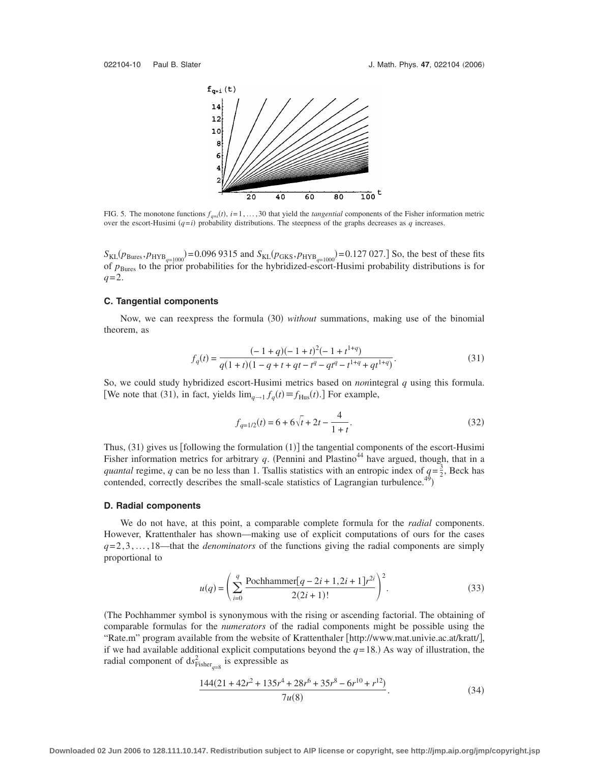FIG. 5. The monotone functions $f_{q=i}(t)$, $i=1,\ldots,30$ that yield the *tangential* components of the Fisher information metric over the escort-Husimi $(q=i)$ probability distributions. The steepness of the graphs decreases as $q$ increases.

$S_{\mathrm{KL}}(p_{\mathrm{Bures}}, p_{\mathrm{HYB}_{q=1000}}) = 0.096\,9315$ and $S_{\mathrm{KL}}(p_{\mathrm{GKS}}, p_{\mathrm{HYB}_{q=1000}}) = 0.127\,027$.] So, the best of these fits of $p_{\mathrm{Bures}}$ to the prior probabilities for the hybridized-escort-Husimi probability distributions is for $q=2$.

### C. Tangential components

Now, we can reexpress the formula (30) *without* summations, making use of the binomial theorem, as

$$f_q(t) = \frac{(-1+q)(-1+t)^2(-1+t^{1+q})}{q(1+t)(1-q+t+qt-t^q-qt^q-t^{1+q}+qt^{1+q})}. \tag{31}$$

So, we could study hybridized escort-Husimi metrics based on *non*integral $q$ using this formula. [We note that (31), in fact, yields $\lim_{q\to 1} f_q(t) \equiv f_{\mathrm{Hus}}(t)$.] For example,

$$f_{q=1/2}(t) = 6 + 6\sqrt{t} + 2t - \frac{4}{1+t}. \tag{32}$$

Thus, (31) gives us [following the formulation (1)] the tangential components of the escort-Husimi Fisher information metrics for arbitrary $q$. (Pennini and Plastino[44] have argued, though, that in a *quantal* regime, $q$ can be no less than 1. Tsallis statistics with an entropic index of $q=\frac{3}{2}$, Beck has contended, correctly describes the small-scale statistics of Lagrangian turbulence.[49])

### D. Radial components

We do not have, at this point, a comparable complete formula for the *radial* components. However, Krattenthaler has shown—making use of explicit computations of ours for the cases $q=2,3,\ldots,18$—that the *denominators* of the functions giving the radial components are simply proportional to

$$u(q) = \left( \sum_{i=0}^{q} \frac{\mathrm{Pochhammer}[q-2i+1, 2i+1] r^{2i}}{2(2i+1)!} \right)^2. \tag{33}$$

(The Pochhammer symbol is synonymous with the rising or ascending factorial. The obtaining of comparable formulas for the *numerators* of the radial components might be possible using the "Rate.m" program available from the website of Krattenthaler [http://www.mat.univie.ac.at/kratt/], if we had available additional explicit computations beyond the $q=18$.) As way of illustration, the radial component of $ds^2_{\mathrm{Fisher}_{q=8}}$ is expressible as

$$\frac{144(21+42r^2+135r^4+28r^6+35r^8-6r^{10}+r^{12})}{7u(8)}. \tag{34}$$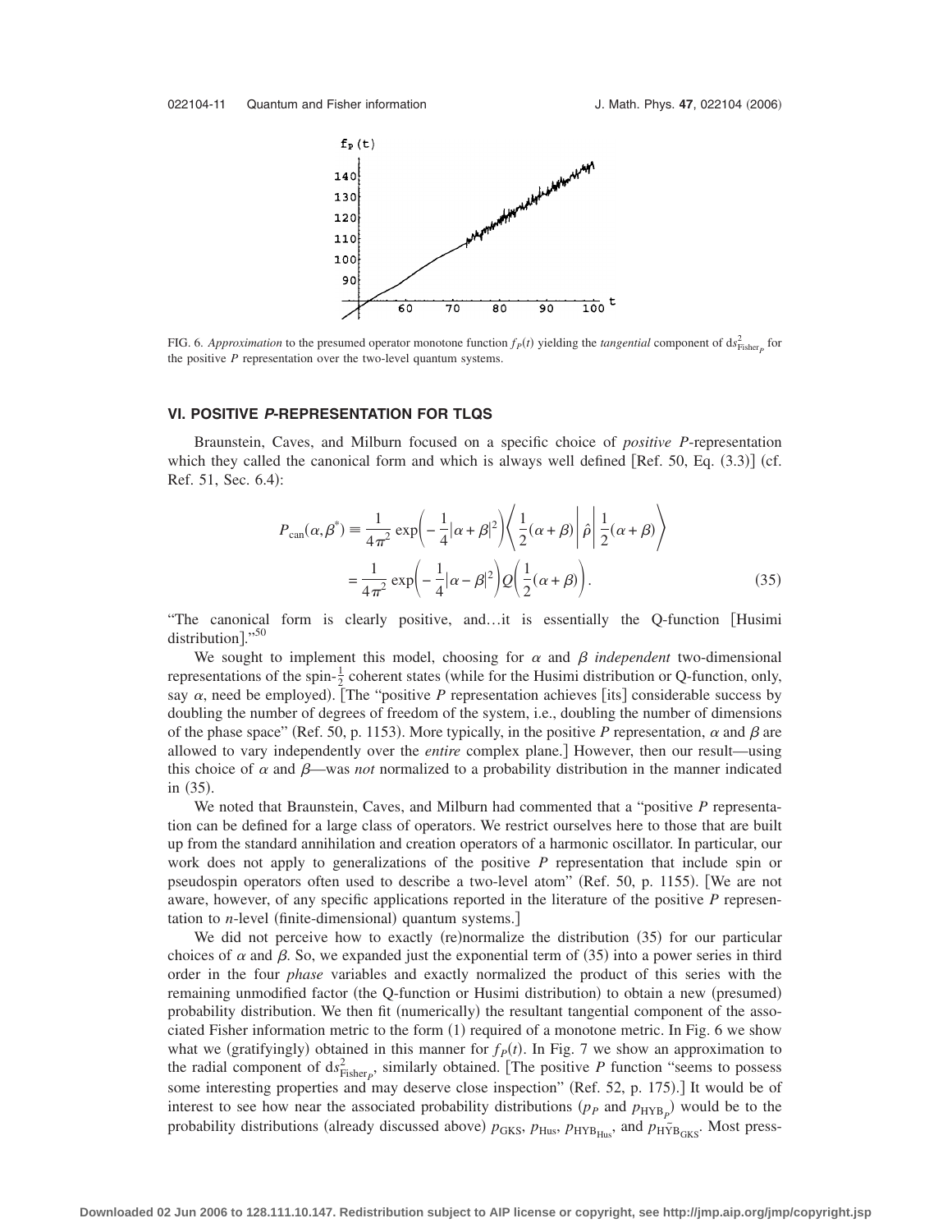FIG. 6. *Approximation* to the presumed operator monotone function $f_P(t)$ yielding the *tangential* component of $ds^2_{\text{Fisher}_P}$ for the positive $P$ representation over the two-level quantum systems.

## VI. POSITIVE *P*-REPRESENTATION FOR TLQS

Braunstein, Caves, and Milburn focused on a specific choice of *positive* $P$-representation which they called the canonical form and which is always well defined [Ref. 50, Eq. (3.3)] (cf. Ref. 51, Sec. 6.4):

$$P_{\text{can}}(\alpha,\beta^*) \equiv \frac{1}{4\pi^2}\exp\left(-\frac{1}{4}|\alpha+\beta|^2\right)\left\langle \frac{1}{2}(\alpha+\beta)\middle|\hat{\rho}\middle|\frac{1}{2}(\alpha+\beta)\right\rangle$$
$$= \frac{1}{4\pi^2}\exp\left(-\frac{1}{4}|\alpha-\beta|^2\right)Q\left(\frac{1}{2}(\alpha+\beta)\right). \tag{35}$$

"The canonical form is clearly positive, and…it is essentially the Q-function [Husimi distribution]."[50]

We sought to implement this model, choosing for $\alpha$ and $\beta$ *independent* two-dimensional representations of the spin-$\frac{1}{2}$ coherent states (while for the Husimi distribution or Q-function, only, say $\alpha$, need be employed). [The "positive $P$ representation achieves [its] considerable success by doubling the number of degrees of freedom of the system, i.e., doubling the number of dimensions of the phase space" (Ref. 50, p. 1153). More typically, in the positive $P$ representation, $\alpha$ and $\beta$ are allowed to vary independently over the *entire* complex plane.] However, then our result—using this choice of $\alpha$ and $\beta$—was *not* normalized to a probability distribution in the manner indicated in (35).

We noted that Braunstein, Caves, and Milburn had commented that a "positive $P$ representation can be defined for a large class of operators. We restrict ourselves here to those that are built up from the standard annihilation and creation operators of a harmonic oscillator. In particular, our work does not apply to generalizations of the positive $P$ representation that include spin or pseudospin operators often used to describe a two-level atom" (Ref. 50, p. 1155). [We are not aware, however, of any specific applications reported in the literature of the positive $P$ representation to $n$-level (finite-dimensional) quantum systems.]

We did not perceive how to exactly (re)normalize the distribution (35) for our particular choices of $\alpha$ and $\beta$. So, we expanded just the exponential term of (35) into a power series in third order in the four *phase* variables and exactly normalized the product of this series with the remaining unmodified factor (the Q-function or Husimi distribution) to obtain a new (presumed) probability distribution. We then fit (numerically) the resultant tangential component of the associated Fisher information metric to the form (1) required of a monotone metric. In Fig. 6 we show what we (gratifyingly) obtained in this manner for $f_P(t)$. In Fig. 7 we show an approximation to the radial component of $ds^2_{\text{Fisher}_P}$, similarly obtained. [The positive $P$ function "seems to possess some interesting properties and may deserve close inspection" (Ref. 52, p. 175).] It would be of interest to see how near the associated probability distributions ($p_P$ and $p_{\text{HYB}_P}$) would be to the probability distributions (already discussed above) $p_{\text{GKS}}$, $p_{\text{Hus}}$, $p_{\text{HYB}_{\text{Hus}}}$, and $p_{\tilde{\text{HYB}}_{\text{GKS}}}$. Most press-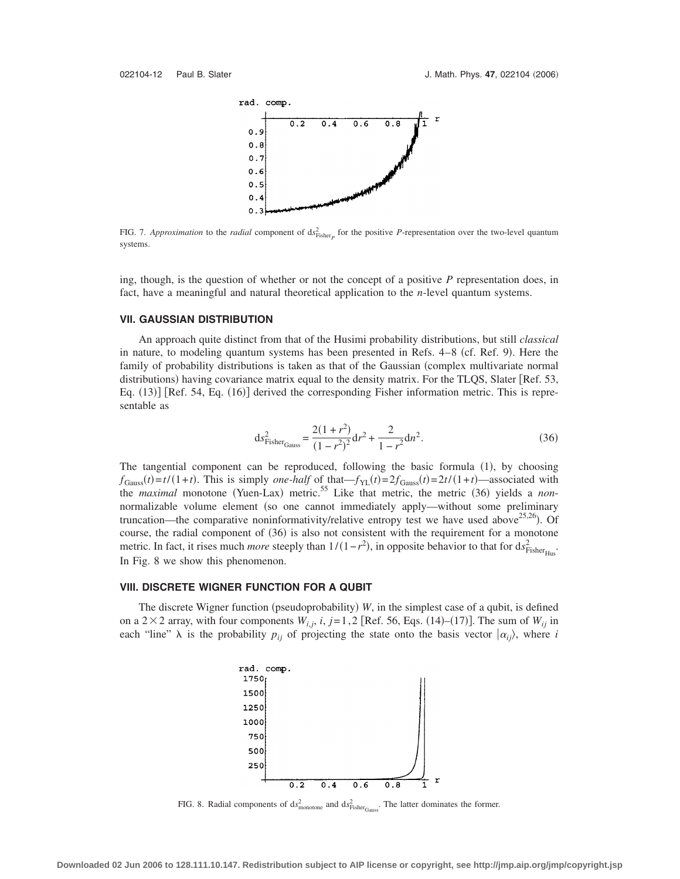FIG. 7. *Approximation* to the *radial* component of $ds^2_{\text{Fisher}_P}$ for the positive *P*-representation over the two-level quantum systems.

ing, though, is the question of whether or not the concept of a positive *P* representation does, in fact, have a meaningful and natural theoretical application to the *n*-level quantum systems.

### VII. GAUSSIAN DISTRIBUTION

An approach quite distinct from that of the Husimi probability distributions, but still *classical* in nature, to modeling quantum systems has been presented in Refs. 4–8 (cf. Ref. 9). Here the family of probability distributions is taken as that of the Gaussian (complex multivariate normal distributions) having covariance matrix equal to the density matrix. For the TLQS, Slater [Ref. 53, Eq. (13)] [Ref. 54, Eq. (16)] derived the corresponding Fisher information metric. This is representable as

$$ds^2_{\text{Fisher}_{\text{Gauss}}} = \frac{2(1+r^2)}{(1-r^2)^2}dr^2 + \frac{2}{1-r^2}dn^2. \tag{36}$$

The tangential component can be reproduced, following the basic formula (1), by choosing $f_{\text{Gauss}}(t) = t/(1+t)$. This is simply *one-half* of that—$f_{\text{YL}}(t) = 2f_{\text{Gauss}}(t) = 2t/(1+t)$—associated with the *maximal* monotone (Yuen-Lax) metric.[55] Like that metric, the metric (36) yields a *non*-normalizable volume element (so one cannot immediately apply—without some preliminary truncation—the comparative noninformativity/relative entropy test we have used above[25,26]). Of course, the radial component of (36) is also not consistent with the requirement for a monotone metric. In fact, it rises much *more* steeply than $1/(1-r^2)$, in opposite behavior to that for $ds^2_{\text{Fisher}_{\text{Hus}}}$. In Fig. 8 we show this phenomenon.

### VIII. DISCRETE WIGNER FUNCTION FOR A QUBIT

The discrete Wigner function (pseudoprobability) $W$, in the simplest case of a qubit, is defined on a $2 \times 2$ array, with four components $W_{i,j}$, $i, j = 1, 2$ [Ref. 56, Eqs. (14)–(17)]. The sum of $W_{ij}$ in each "line" $\lambda$ is the probability $p_{ij}$ of projecting the state onto the basis vector $|\alpha_{ij}\rangle$, where $i$

FIG. 8. Radial components of $ds^2_{\text{monotone}}$ and $ds^2_{\text{Fisher}_{\text{Gauss}}}$. The latter dominates the former.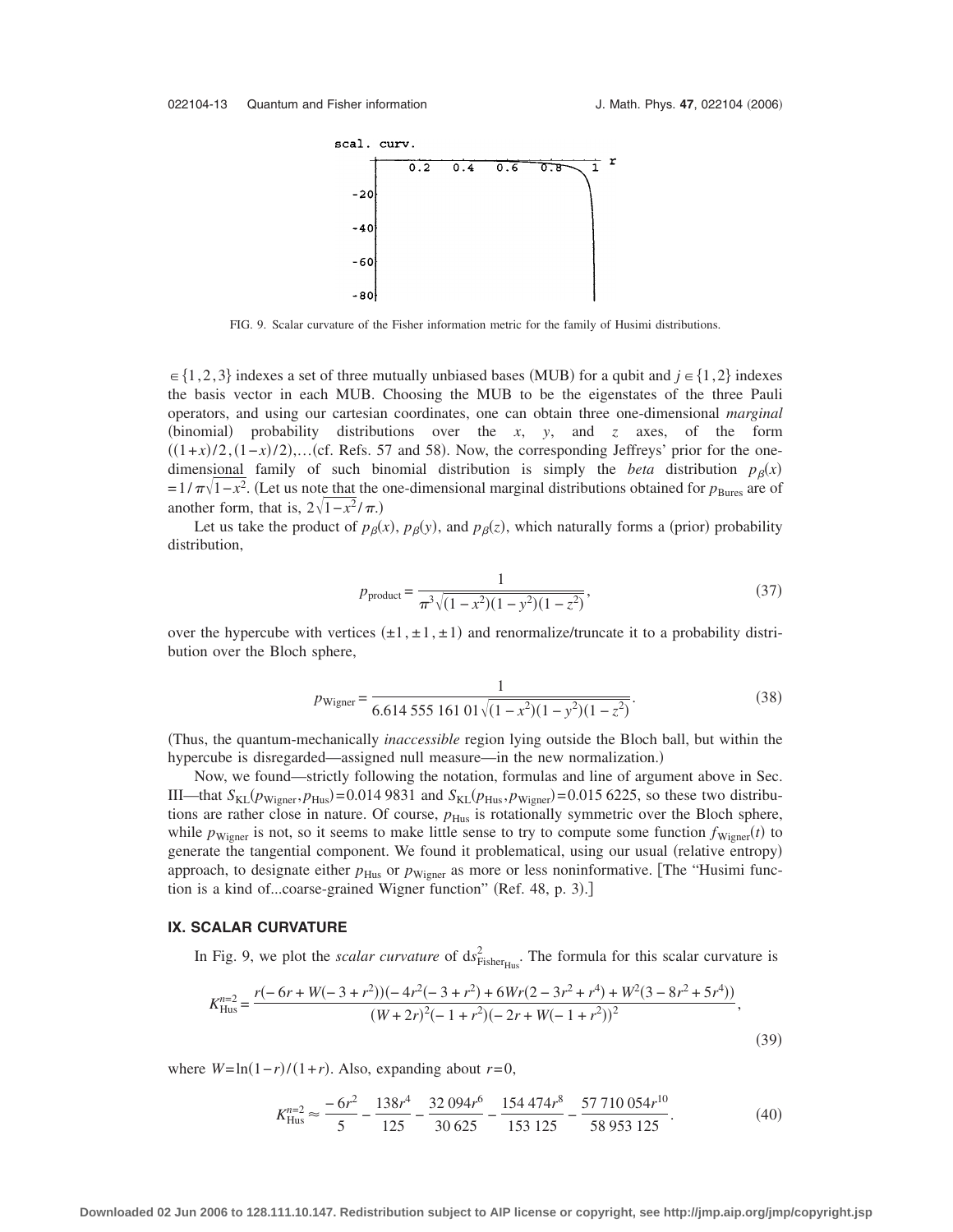FIG. 9. Scalar curvature of the Fisher information metric for the family of Husimi distributions.

$\in \{1,2,3\}$ indexes a set of three mutually unbiased bases (MUB) for a qubit and $j \in \{1,2\}$ indexes the basis vector in each MUB. Choosing the MUB to be the eigenstates of the three Pauli operators, and using our cartesian coordinates, one can obtain three one-dimensional *marginal* (binomial) probability distributions over the $x$, $y$, and $z$ axes, of the form $((1+x)/2,(1-x)/2),\ldots$(cf. Refs. 57 and 58). Now, the corresponding Jeffreys' prior for the one-dimensional family of such binomial distribution is simply the *beta* distribution $p_{\beta}(x) = 1/\pi\sqrt{1-x^2}$. (Let us note that the one-dimensional marginal distributions obtained for $p_{\text{Bures}}$ are of another form, that is, $2\sqrt{1-x^2}/\pi$.)

Let us take the product of $p_{\beta}(x)$, $p_{\beta}(y)$, and $p_{\beta}(z)$, which naturally forms a (prior) probability distribution,

$$p_{\text{product}} = \frac{1}{\pi^3\sqrt{(1-x^2)(1-y^2)(1-z^2)}}, \tag{37}$$

over the hypercube with vertices $(\pm 1, \pm 1, \pm 1)$ and renormalize/truncate it to a probability distribution over the Bloch sphere,

$$p_{\text{Wigner}} = \frac{1}{6.614\,555\,161\,01\sqrt{(1-x^2)(1-y^2)(1-z^2)}}. \tag{38}$$

(Thus, the quantum-mechanically *inaccessible* region lying outside the Bloch ball, but within the hypercube is disregarded—assigned null measure—in the new normalization.)

Now, we found—strictly following the notation, formulas and line of argument above in Sec. III—that $S_{\text{KL}}(p_{\text{Wigner}}, p_{\text{Hus}}) = 0.014\,9831$ and $S_{\text{KL}}(p_{\text{Hus}}, p_{\text{Wigner}}) = 0.015\,6225$, so these two distributions are rather close in nature. Of course, $p_{\text{Hus}}$ is rotationally symmetric over the Bloch sphere, while $p_{\text{Wigner}}$ is not, so it seems to make little sense to try to compute some function $f_{\text{Wigner}}(t)$ to generate the tangential component. We found it problematical, using our usual (relative entropy) approach, to designate either $p_{\text{Hus}}$ or $p_{\text{Wigner}}$ as more or less noninformative. [The "Husimi function is a kind of...coarse-grained Wigner function" (Ref. 48, p. 3).]

## IX. SCALAR CURVATURE

In Fig. 9, we plot the *scalar curvature* of $ds^2_{\text{Fisher}_{\text{Hus}}}$. The formula for this scalar curvature is

$$K^{n=2}_{\text{Hus}} = \frac{r(-6r + W(-3+r^2))(-4r^2(-3+r^2) + 6Wr(2-3r^2+r^4) + W^2(3-8r^2+5r^4))}{(W+2r)^2(-1+r^2)(-2r+W(-1+r^2))^2}, \tag{39}$$

where $W = \ln(1-r)/(1+r)$. Also, expanding about $r=0$,

$$K^{n=2}_{\text{Hus}} \approx \frac{-6r^2}{5} - \frac{138r^4}{125} - \frac{32\,094r^6}{30\,625} - \frac{154\,474r^8}{153\,125} - \frac{57\,710\,054r^{10}}{58\,953\,125}. \tag{40}$$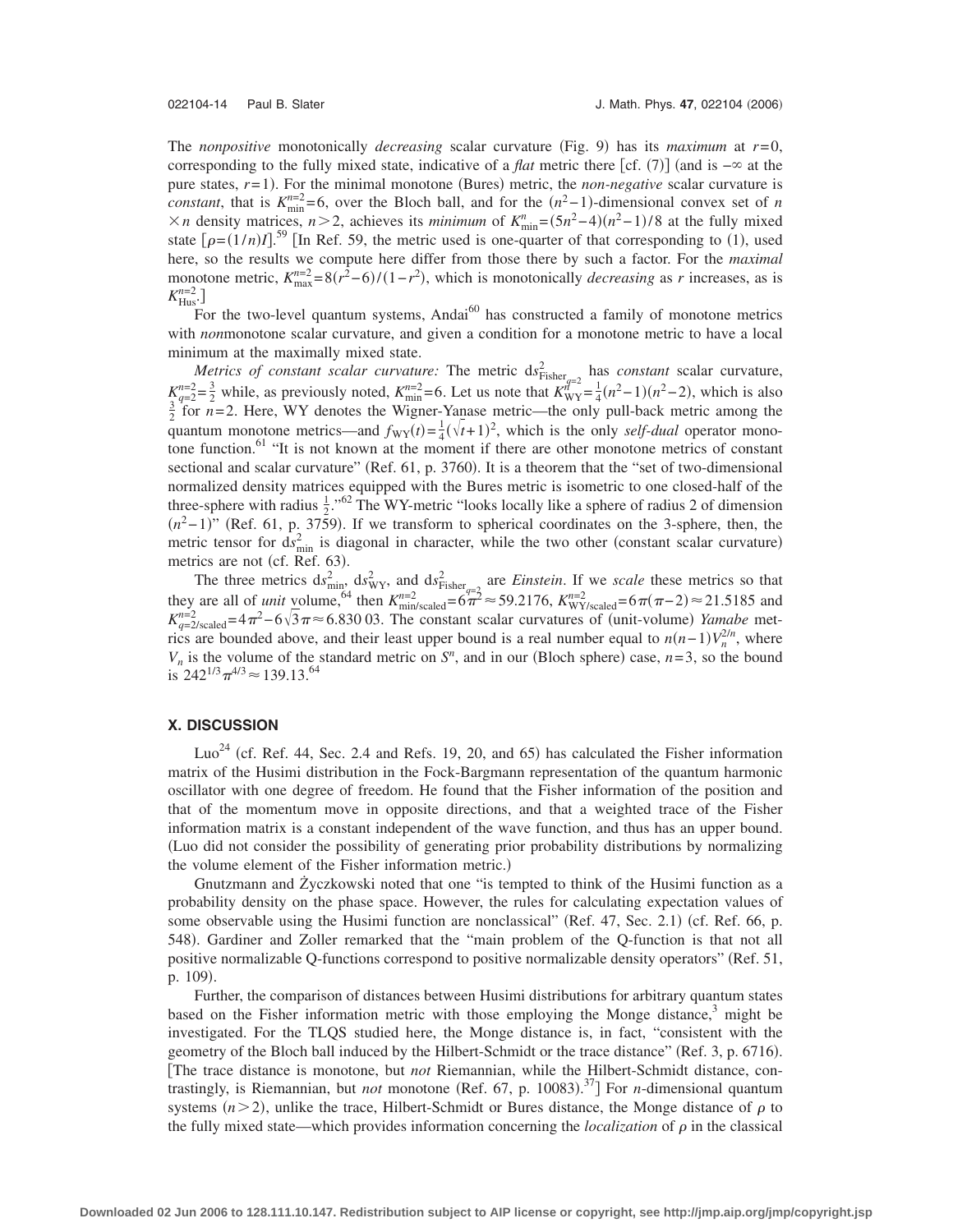The *nonpositive* monotonically *decreasing* scalar curvature (Fig. 9) has its *maximum* at $r=0$, corresponding to the fully mixed state, indicative of a *flat* metric there [cf. (7)] (and is $-\infty$ at the pure states, $r=1$). For the minimal monotone (Bures) metric, the *non-negative* scalar curvature is *constant*, that is $K_{\min}^{n=2}=6$, over the Bloch ball, and for the $(n^2-1)$-dimensional convex set of $n \times n$ density matrices, $n>2$, achieves its *minimum* of $K_{\min}^{n}=(5n^2-4)(n^2-1)/8$ at the fully mixed state $[\rho=(1/n)I]$.[59] [In Ref. 59, the metric used is one-quarter of that corresponding to (1), used here, so the results we compute here differ from those there by such a factor. For the *maximal* monotone metric, $K_{\max}^{n=2}=8(r^2-6)/(1-r^2)$, which is monotonically *decreasing* as $r$ increases, as is $K_{\text{Hus}}^{n=2}$.]

For the two-level quantum systems, Andai[60] has constructed a family of monotone metrics with *non*monotone scalar curvature, and given a condition for a monotone metric to have a local minimum at the maximally mixed state.

*Metrics of constant scalar curvature:* The metric $ds^2_{\text{Fisher}_{q=2}}$ has *constant* scalar curvature, $K_{q=2}^{n=2}=\frac{3}{2}$ while, as previously noted, $K_{\min}^{n=2}=6$. Let us note that $K_{\text{WY}}^{n}=\frac{1}{4}(n^2-1)(n^2-2)$, which is also $\frac{3}{2}$ for $n=2$. Here, WY denotes the Wigner-Yanase metric—the only pull-back metric among the quantum monotone metrics—and $f_{\text{WY}}(t)=\frac{1}{4}(\sqrt{t}+1)^2$, which is the only *self-dual* operator monotone function.[61] "It is not known at the moment if there are other monotone metrics of constant sectional and scalar curvature" (Ref. 61, p. 3760). It is a theorem that the "set of two-dimensional normalized density matrices equipped with the Bures metric is isometric to one closed-half of the three-sphere with radius $\frac{1}{2}$."[62] The WY-metric "looks locally like a sphere of radius 2 of dimension $(n^2-1)$" (Ref. 61, p. 3759). If we transform to spherical coordinates on the 3-sphere, then, the metric tensor for $ds^2_{\min}$ is diagonal in character, while the two other (constant scalar curvature) metrics are not (cf. Ref. 63).

The three metrics $ds^2_{\min}$, $ds^2_{\text{WY}}$, and $ds^2_{\text{Fisher}_{q=2}}$ are *Einstein*. If we *scale* these metrics so that they are all of *unit* volume,[64] then $K_{\min/\text{scaled}}^{n=2}=6\pi^2\approx 59.2176$, $K_{\text{WY/scaled}}^{n=2}=6\pi(\pi-2)\approx 21.5185$ and $K_{q=2/\text{scaled}}^{n=2}=4\pi^2-6\sqrt{3}\pi\approx 6.830\,03$. The constant scalar curvatures of (unit-volume) *Yamabe* metrics are bounded above, and their least upper bound is a real number equal to $n(n-1)V_n^{2/n}$, where $V_n$ is the volume of the standard metric on $S^n$, and in our (Bloch sphere) case, $n=3$, so the bound is $242^{1/3}\pi^{4/3}\approx 139.13$.[64]

## X. DISCUSSION

Luo[24] (cf. Ref. 44, Sec. 2.4 and Refs. 19, 20, and 65) has calculated the Fisher information matrix of the Husimi distribution in the Fock-Bargmann representation of the quantum harmonic oscillator with one degree of freedom. He found that the Fisher information of the position and that of the momentum move in opposite directions, and that a weighted trace of the Fisher information matrix is a constant independent of the wave function, and thus has an upper bound. (Luo did not consider the possibility of generating prior probability distributions by normalizing the volume element of the Fisher information metric.)

Gnutzmann and Życzkowski noted that one "is tempted to think of the Husimi function as a probability density on the phase space. However, the rules for calculating expectation values of some observable using the Husimi function are nonclassical" (Ref. 47, Sec. 2.1) (cf. Ref. 66, p. 548). Gardiner and Zoller remarked that the "main problem of the Q-function is that not all positive normalizable Q-functions correspond to positive normalizable density operators" (Ref. 51, p. 109).

Further, the comparison of distances between Husimi distributions for arbitrary quantum states based on the Fisher information metric with those employing the Monge distance,[3] might be investigated. For the TLQS studied here, the Monge distance is, in fact, "consistent with the geometry of the Bloch ball induced by the Hilbert-Schmidt or the trace distance" (Ref. 3, p. 6716). [The trace distance is monotone, but *not* Riemannian, while the Hilbert-Schmidt distance, contrastingly, is Riemannian, but *not* monotone (Ref. 67, p. 10083).[37]] For $n$-dimensional quantum systems $(n>2)$, unlike the trace, Hilbert-Schmidt or Bures distance, the Monge distance of $\rho$ to the fully mixed state—which provides information concerning the *localization* of $\rho$ in the classical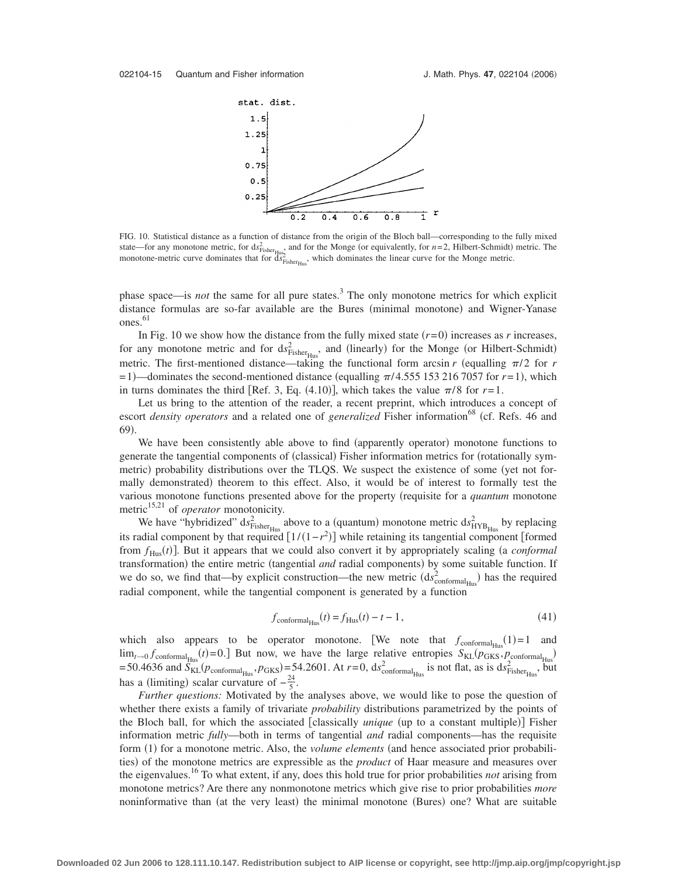FIG. 10. Statistical distance as a function of distance from the origin of the Bloch ball—corresponding to the fully mixed state—for any monotone metric, for $ds^2_{\text{Fisher}_{\text{Hus}}}$, and for the Monge (or equivalently, for $n=2$, Hilbert-Schmidt) metric. The monotone-metric curve dominates that for $ds^2_{\text{Fisher}_{\text{Hus}}}$, which dominates the linear curve for the Monge metric.

phase space—is *not* the same for all pure states.[3] The only monotone metrics for which explicit distance formulas are so-far available are the Bures (minimal monotone) and Wigner-Yanase ones.[61]

In Fig. 10 we show how the distance from the fully mixed state ($r=0$) increases as $r$ increases, for any monotone metric and for $ds^2_{\text{Fisher}_{\text{Hus}}}$, and (linearly) for the Monge (or Hilbert-Schmidt) metric. The first-mentioned distance—taking the functional form $\arcsin r$ (equalling $\pi/2$ for $r=1$)—dominates the second-mentioned distance (equalling $\pi/4.555\,153\,216\,7057$ for $r=1$), which in turns dominates the third [Ref. 3, Eq. (4.10)], which takes the value $\pi/8$ for $r=1$.

Let us bring to the attention of the reader, a recent preprint, which introduces a concept of escort *density operators* and a related one of *generalized* Fisher information[68] (cf. Refs. 46 and 69).

We have been consistently able above to find (apparently operator) monotone functions to generate the tangential components of (classical) Fisher information metrics for (rotationally symmetric) probability distributions over the TLQS. We suspect the existence of some (yet not formally demonstrated) theorem to this effect. Also, it would be of interest to formally test the various monotone functions presented above for the property (requisite for a *quantum* monotone metric[15,21] of *operator* monotonicity.

We have "hybridized" $ds^2_{\text{Fisher}_{\text{Hus}}}$ above to a (quantum) monotone metric $ds^2_{\text{HYB}_{\text{Hus}}}$ by replacing its radial component by that required $[1/(1-r^2)]$ while retaining its tangential component [formed from $f_{\text{Hus}}(t)$]. But it appears that we could also convert it by appropriately scaling (a *conformal* transformation) the entire metric (tangential *and* radial components) by some suitable function. If we do so, we find that—by explicit construction—the new metric ($ds^2_{\text{conformal}_{\text{Hus}}}$) has the required radial component, while the tangential component is generated by a function

$$f_{\text{conformal}_{\text{Hus}}}(t) = f_{\text{Hus}}(t) - t - 1, \tag{41}$$

which also appears to be operator monotone. [We note that $f_{\text{conformal}_{\text{Hus}}}(1)=1$ and $\lim_{t\to 0} f_{\text{conformal}_{\text{Hus}}}(t)=0$.] But now, we have the large relative entropies $S_{\text{KL}}(p_{\text{GKS}}, p_{\text{conformal}_{\text{Hus}}}) = 50.4636$ and $S_{\text{KL}}(p_{\text{conformal}_{\text{Hus}}}, p_{\text{GKS}}) = 54.2601$. At $r=0$, $ds^2_{\text{conformal}_{\text{Hus}}}$ is not flat, as is $ds^2_{\text{Fisher}_{\text{Hus}}}$, but has a (limiting) scalar curvature of $-\frac{24}{5}$.

*Further questions:* Motivated by the analyses above, we would like to pose the question of whether there exists a family of trivariate *probability* distributions parametrized by the points of the Bloch ball, for which the associated [classically *unique* (up to a constant multiple)] Fisher information metric *fully*—both in terms of tangential *and* radial components—has the requisite form (1) for a monotone metric. Also, the *volume elements* (and hence associated prior probabilities) of the monotone metrics are expressible as the *product* of Haar measure and measures over the eigenvalues.[16] To what extent, if any, does this hold true for prior probabilities *not* arising from monotone metrics? Are there any nonmonotone metrics which give rise to prior probabilities *more* noninformative than (at the very least) the minimal monotone (Bures) one? What are suitable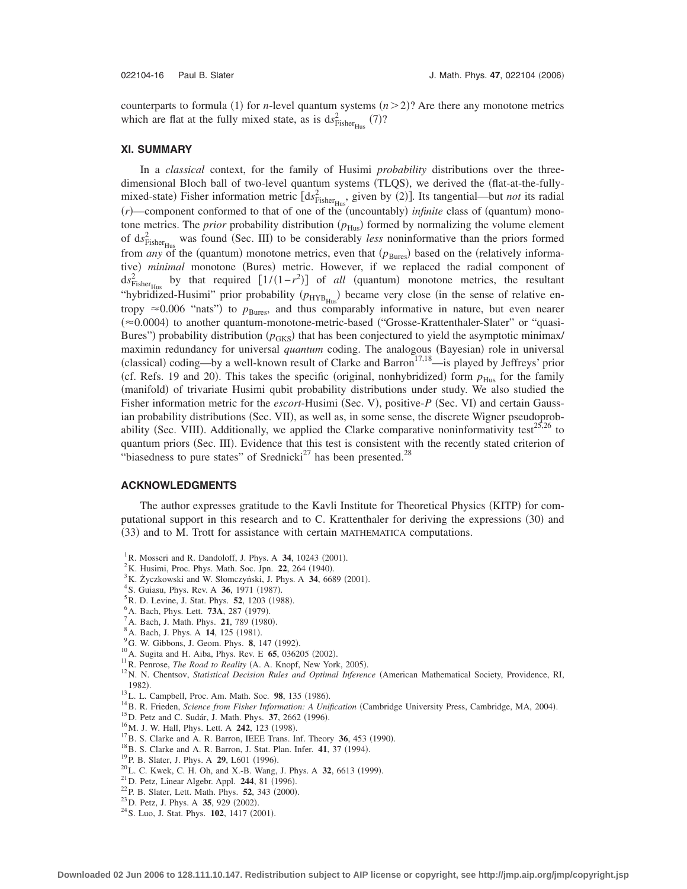counterparts to formula (1) for $n$-level quantum systems $(n>2)$? Are there any monotone metrics which are flat at the fully mixed state, as is $ds^2_{\text{Fisher}_{\text{Hus}}}$ (7)?

## XI. SUMMARY

In a *classical* context, for the family of Husimi *probability* distributions over the three-dimensional Bloch ball of two-level quantum systems (TLQS), we derived the (flat-at-the-fully-mixed-state) Fisher information metric [$ds^2_{\text{Fisher}_{\text{Hus}}}$, given by (2)]. Its tangential—but *not* its radial ($r$)—component conformed to that of one of the (uncountably) *infinite* class of (quantum) monotone metrics. The *prior* probability distribution ($p_{\text{Hus}}$) formed by normalizing the volume element of $ds^2_{\text{Fisher}_{\text{Hus}}}$ was found (Sec. III) to be considerably *less* noninformative than the priors formed from *any* of the (quantum) monotone metrics, even that ($p_{\text{Bures}}$) based on the (relatively informative) *minimal* monotone (Bures) metric. However, if we replaced the radial component of $ds^2_{\text{Fisher}_{\text{Hus}}}$ by that required $[1/(1-r^2)]$ of *all* (quantum) monotone metrics, the resultant "hybridized-Husimi" prior probability ($p_{\text{HYB}_{\text{Hus}}}$) became very close (in the sense of relative entropy $\approx 0.006$ "nats") to $p_{\text{Bures}}$, and thus comparably informative in nature, but even nearer ($\approx 0.0004$) to another quantum-monotone-metric-based ("Grosse-Krattenthaler-Slater" or "quasi-Bures") probability distribution ($p_{\text{GKS}}$) that has been conjectured to yield the asymptotic minimax/maximin redundancy for universal *quantum* coding. The analogous (Bayesian) role in universal (classical) coding—by a well-known result of Clarke and Barron[17,18]—is played by Jeffreys' prior (cf. Refs. 19 and 20). This takes the specific (original, nonhybridized) form $p_{\text{Hus}}$ for the family (manifold) of trivariate Husimi qubit probability distributions under study. We also studied the Fisher information metric for the *escort*-Husimi (Sec. V), positive-$P$ (Sec. VI) and certain Gaussian probability distributions (Sec. VII), as well as, in some sense, the discrete Wigner pseudoprobability (Sec. VIII). Additionally, we applied the Clarke comparative noninformativity test[25,26] to quantum priors (Sec. III). Evidence that this test is consistent with the recently stated criterion of "biasedness to pure states" of Srednicki[27] has been presented.[28]

## ACKNOWLEDGMENTS

The author expresses gratitude to the Kavli Institute for Theoretical Physics (KITP) for computational support in this research and to C. Krattenthaler for deriving the expressions (30) and (33) and to M. Trott for assistance with certain MATHEMATICA computations.

[1] R. Mosseri and R. Dandoloff, J. Phys. A **34**, 10243 (2001).
[2] K. Husimi, Proc. Phys. Math. Soc. Jpn. **22**, 264 (1940).
[3] K. Życzkowski and W. Słomczyński, J. Phys. A **34**, 6689 (2001).
[4] S. Guiasu, Phys. Rev. A **36**, 1971 (1987).
[5] R. D. Levine, J. Stat. Phys. **52**, 1203 (1988).
[6] A. Bach, Phys. Lett. **73A**, 287 (1979).
[7] A. Bach, J. Math. Phys. **21**, 789 (1980).
[8] A. Bach, J. Phys. A **14**, 125 (1981).
[9] G. W. Gibbons, J. Geom. Phys. **8**, 147 (1992).
[10] A. Sugita and H. Aiba, Phys. Rev. E **65**, 036205 (2002).
[11] R. Penrose, *The Road to Reality* (A. A. Knopf, New York, 2005).
[12] N. N. Chentsov, *Statistical Decision Rules and Optimal Inference* (American Mathematical Society, Providence, RI, 1982).
[13] L. L. Campbell, Proc. Am. Math. Soc. **98**, 135 (1986).
[14] B. R. Frieden, *Science from Fisher Information: A Unification* (Cambridge University Press, Cambridge, MA, 2004).
[15] D. Petz and C. Sudár, J. Math. Phys. **37**, 2662 (1996).
[16] M. J. W. Hall, Phys. Lett. A **242**, 123 (1998).
[17] B. S. Clarke and A. R. Barron, IEEE Trans. Inf. Theory **36**, 453 (1990).
[18] B. S. Clarke and A. R. Barron, J. Stat. Plan. Infer. **41**, 37 (1994).
[19] P. B. Slater, J. Phys. A **29**, L601 (1996).
[20] L. C. Kwek, C. H. Oh, and X.-B. Wang, J. Phys. A **32**, 6613 (1999).
[21] D. Petz, Linear Algebr. Appl. **244**, 81 (1996).
[22] P. B. Slater, Lett. Math. Phys. **52**, 343 (2000).
[23] D. Petz, J. Phys. A **35**, 929 (2002).
[24] S. Luo, J. Stat. Phys. **102**, 1417 (2001).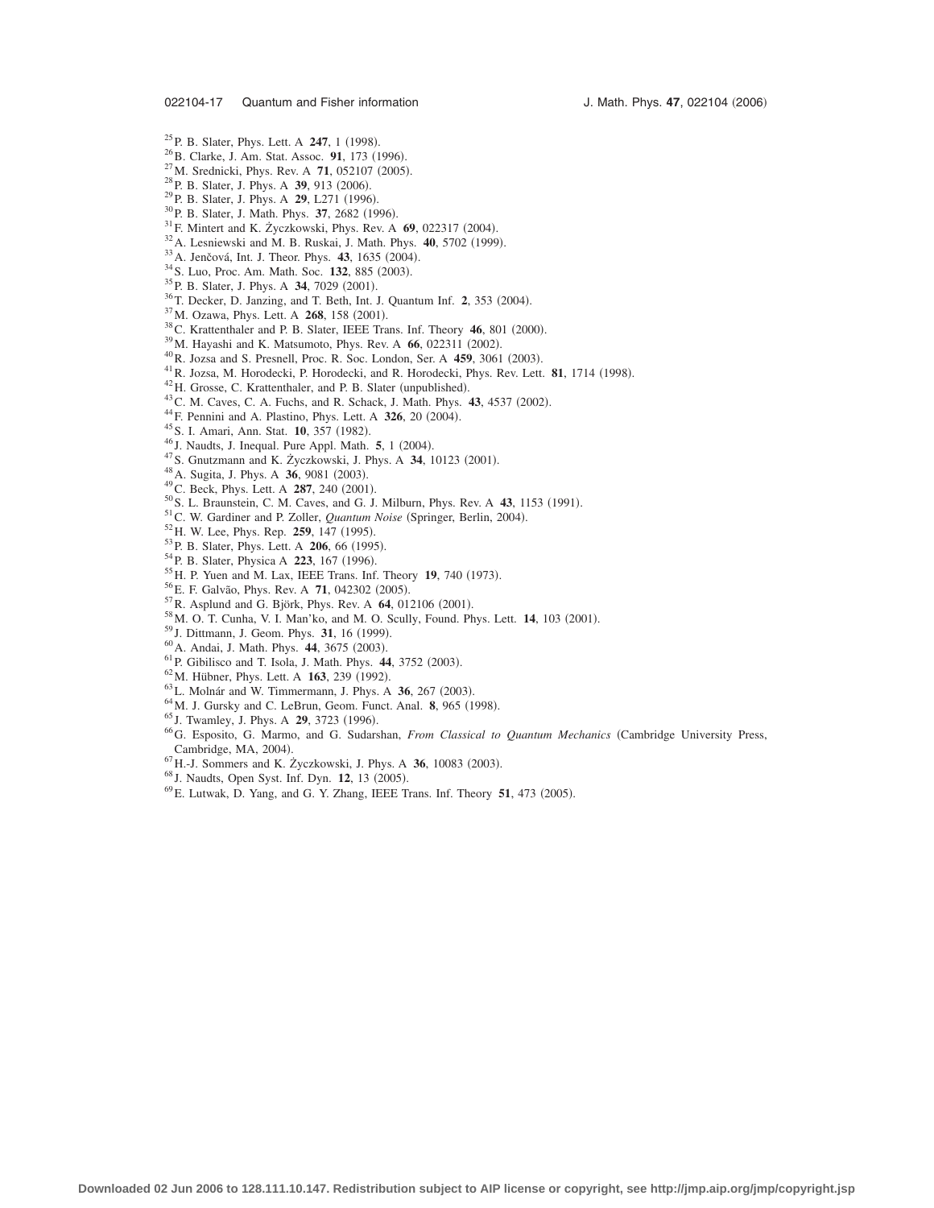[25] P. B. Slater, Phys. Lett. A **247**, 1 (1998).
[26] B. Clarke, J. Am. Stat. Assoc. **91**, 173 (1996).
[27] M. Srednicki, Phys. Rev. A **71**, 052107 (2005).
[28] P. B. Slater, J. Phys. A **39**, 913 (2006).
[29] P. B. Slater, J. Phys. A **29**, L271 (1996).
[30] P. B. Slater, J. Math. Phys. **37**, 2682 (1996).
[31] F. Mintert and K. Życzkowski, Phys. Rev. A **69**, 022317 (2004).
[32] A. Lesniewski and M. B. Ruskai, J. Math. Phys. **40**, 5702 (1999).
[33] A. Jenčová, Int. J. Theor. Phys. **43**, 1635 (2004).
[34] S. Luo, Proc. Am. Math. Soc. **132**, 885 (2003).
[35] P. B. Slater, J. Phys. A **34**, 7029 (2001).
[36] T. Decker, D. Janzing, and T. Beth, Int. J. Quantum Inf. **2**, 353 (2004).
[37] M. Ozawa, Phys. Lett. A **268**, 158 (2001).
[38] C. Krattenthaler and P. B. Slater, IEEE Trans. Inf. Theory **46**, 801 (2000).
[39] M. Hayashi and K. Matsumoto, Phys. Rev. A **66**, 022311 (2002).
[40] R. Jozsa and S. Presnell, Proc. R. Soc. London, Ser. A **459**, 3061 (2003).
[41] R. Jozsa, M. Horodecki, P. Horodecki, and R. Horodecki, Phys. Rev. Lett. **81**, 1714 (1998).
[42] H. Grosse, C. Krattenthaler, and P. B. Slater (unpublished).
[43] C. M. Caves, C. A. Fuchs, and R. Schack, J. Math. Phys. **43**, 4537 (2002).
[44] F. Pennini and A. Plastino, Phys. Lett. A **326**, 20 (2004).
[45] S. I. Amari, Ann. Stat. **10**, 357 (1982).
[46] J. Naudts, J. Inequal. Pure Appl. Math. **5**, 1 (2004).
[47] S. Gnutzmann and K. Życzkowski, J. Phys. A **34**, 10123 (2001).
[48] A. Sugita, J. Phys. A **36**, 9081 (2003).
[49] C. Beck, Phys. Lett. A **287**, 240 (2001).
[50] S. L. Braunstein, C. M. Caves, and G. J. Milburn, Phys. Rev. A **43**, 1153 (1991).
[51] C. W. Gardiner and P. Zoller, *Quantum Noise* (Springer, Berlin, 2004).
[52] H. W. Lee, Phys. Rep. **259**, 147 (1995).
[53] P. B. Slater, Phys. Lett. A **206**, 66 (1995).
[54] P. B. Slater, Physica A **223**, 167 (1996).
[55] H. P. Yuen and M. Lax, IEEE Trans. Inf. Theory **19**, 740 (1973).
[56] E. F. Galvão, Phys. Rev. A **71**, 042302 (2005).
[57] R. Asplund and G. Björk, Phys. Rev. A **64**, 012106 (2001).
[58] M. O. T. Cunha, V. I. Man'ko, and M. O. Scully, Found. Phys. Lett. **14**, 103 (2001).
[59] J. Dittmann, J. Geom. Phys. **31**, 16 (1999).
[60] A. Andai, J. Math. Phys. **44**, 3675 (2003).
[61] P. Gibilisco and T. Isola, J. Math. Phys. **44**, 3752 (2003).
[62] M. Hübner, Phys. Lett. A **163**, 239 (1992).
[63] L. Molnár and W. Timmermann, J. Phys. A **36**, 267 (2003).
[64] M. J. Gursky and C. LeBrun, Geom. Funct. Anal. **8**, 965 (1998).
[65] J. Twamley, J. Phys. A **29**, 3723 (1996).
[66] G. Esposito, G. Marmo, and G. Sudarshan, *From Classical to Quantum Mechanics* (Cambridge University Press, Cambridge, MA, 2004).
[67] H.-J. Sommers and K. Życzkowski, J. Phys. A **36**, 10083 (2003).
[68] J. Naudts, Open Syst. Inf. Dyn. **12**, 13 (2005).
[69] E. Lutwak, D. Yang, and G. Y. Zhang, IEEE Trans. Inf. Theory **51**, 473 (2005).